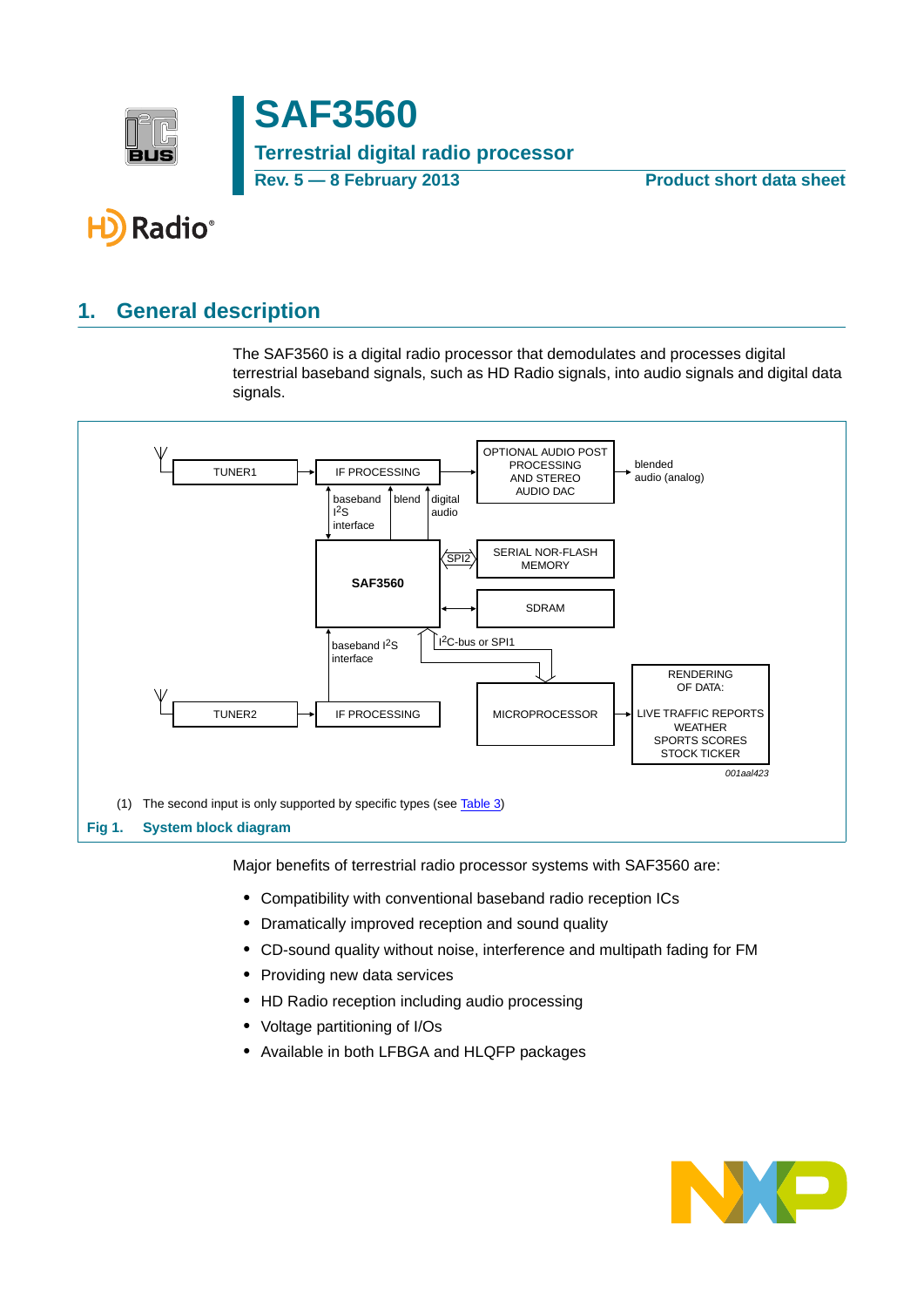# SAF3560

## Terrestrial digital radio processor

Rev. 5 — 8 February 2013 Product short data sheet

## 1. General description

The SAF3560 is a digital radio processor that demodulates and processes digital terrestrial baseband signals, such as HD Radio signals, into audio signals and digital data signals.

(1) The second input is only supported by specific types (see Table 3)

**Fig 1. System block diagram**

Major benefits of terrestrial radio processor systems with SAF3560 are:

- Compatibility with conventional baseband radio reception ICs
- Dramatically improved reception and sound quality
- CD-sound quality without noise, interference and multipath fading for FM
- Providing new data services
- HD Radio reception including audio processing
- Voltage partitioning of I/Os
- Available in both LFBGA and HLQFP packages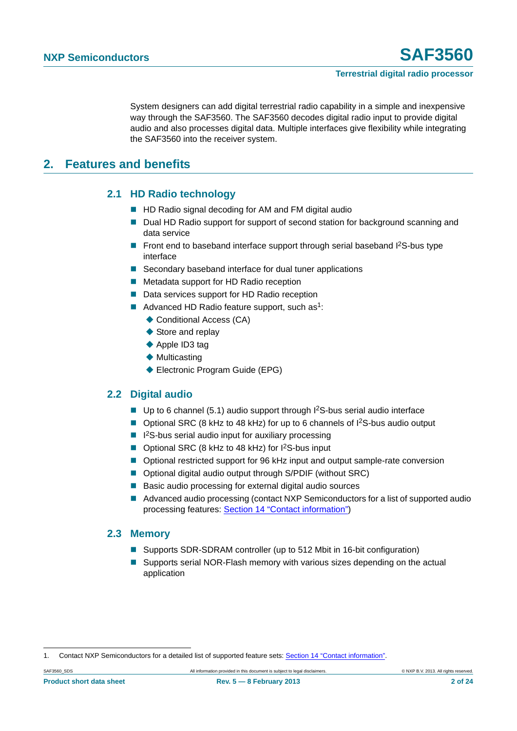System designers can add digital terrestrial radio capability in a simple and inexpensive way through the SAF3560. The SAF3560 decodes digital radio input to provide digital audio and also processes digital data. Multiple interfaces give flexibility while integrating the SAF3560 into the receiver system.

## 2. Features and benefits

### 2.1 HD Radio technology

- HD Radio signal decoding for AM and FM digital audio
- Dual HD Radio support for support of second station for background scanning and data service
- Front end to baseband interface support through serial baseband $I^2S$-bus type interface
- Secondary baseband interface for dual tuner applications
- Metadata support for HD Radio reception
- Data services support for HD Radio reception
- Advanced HD Radio feature support, such as[1]:
  - Conditional Access (CA)
  - Store and replay
  - Apple ID3 tag
  - Multicasting
  - Electronic Program Guide (EPG)

### 2.2 Digital audio

- Up to 6 channel (5.1) audio support through $I^2S$-bus serial audio interface
- Optional SRC (8 kHz to 48 kHz) for up to 6 channels of $I^2S$-bus audio output
- $I^2S$-bus serial audio input for auxiliary processing
- Optional SRC (8 kHz to 48 kHz) for $I^2S$-bus input
- Optional restricted support for 96 kHz input and output sample-rate conversion
- Optional digital audio output through S/PDIF (without SRC)
- Basic audio processing for external digital audio sources
- Advanced audio processing (contact NXP Semiconductors for a list of supported audio processing features: Section 14 "Contact information")

### 2.3 Memory

- Supports SDR-SDRAM controller (up to 512 Mbit in 16-bit configuration)
- Supports serial NOR-Flash memory with various sizes depending on the actual application

1. Contact NXP Semiconductors for a detailed list of supported feature sets: Section 14 "Contact information".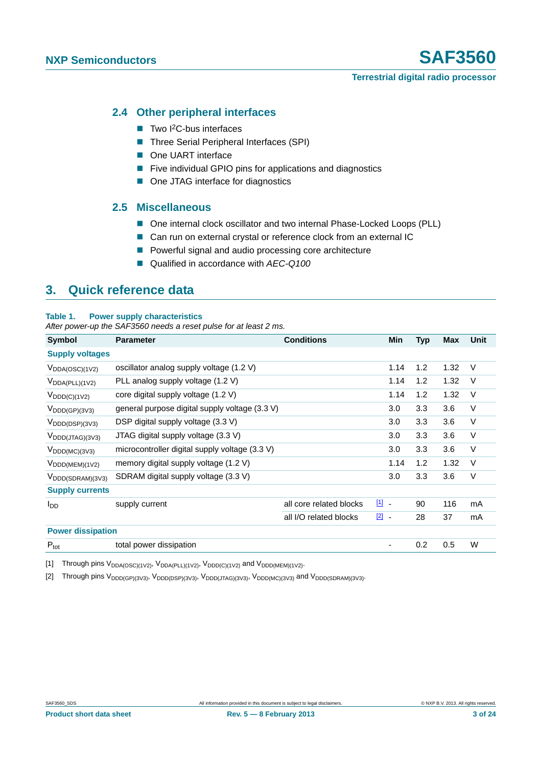### 2.4 Other peripheral interfaces

- Two I²C-bus interfaces
- Three Serial Peripheral Interfaces (SPI)
- One UART interface
- Five individual GPIO pins for applications and diagnostics
- One JTAG interface for diagnostics

### 2.5 Miscellaneous

- One internal clock oscillator and two internal Phase-Locked Loops (PLL)
- Can run on external crystal or reference clock from an external IC
- Powerful signal and audio processing core architecture
- Qualified in accordance with *AEC-Q100*

## 3. Quick reference data

**Table 1. Power supply characteristics**

*After power-up the SAF3560 needs a reset pulse for at least 2 ms.*

| Symbol | Parameter | Conditions | | Min | Typ | Max | Unit |
|---|---|---|---|---|---|---|---|
| **Supply voltages** | | | | | | | |
| $V_{DDA(OSC)(1V2)}$ | oscillator analog supply voltage (1.2 V) | | | 1.14 | 1.2 | 1.32 | V |
| $V_{DDA(PLL)(1V2)}$ | PLL analog supply voltage (1.2 V) | | | 1.14 | 1.2 | 1.32 | V |
| $V_{DDD(C)(1V2)}$ | core digital supply voltage (1.2 V) | | | 1.14 | 1.2 | 1.32 | V |
| $V_{DDD(GP)(3V3)}$ | general purpose digital supply voltage (3.3 V) | | | 3.0 | 3.3 | 3.6 | V |
| $V_{DDD(DSP)(3V3)}$ | DSP digital supply voltage (3.3 V) | | | 3.0 | 3.3 | 3.6 | V |
| $V_{DDD(JTAG)(3V3)}$ | JTAG digital supply voltage (3.3 V) | | | 3.0 | 3.3 | 3.6 | V |
| $V_{DDD(MC)(3V3)}$ | microcontroller digital supply voltage (3.3 V) | | | 3.0 | 3.3 | 3.6 | V |
| $V_{DDD(MEM)(1V2)}$ | memory digital supply voltage (1.2 V) | | | 1.14 | 1.2 | 1.32 | V |
| $V_{DDD(SDRAM)(3V3)}$ | SDRAM digital supply voltage (3.3 V) | | | 3.0 | 3.3 | 3.6 | V |
| **Supply currents** | | | | | | | |
| $I_{DD}$ | supply current | all core related blocks | [1] | - | 90 | 116 | mA |
| | | all I/O related blocks | [2] | - | 28 | 37 | mA |
| **Power dissipation** | | | | | | | |
| $P_{tot}$ | total power dissipation | | | - | 0.2 | 0.5 | W |

[1] Through pins $V_{DDA(OSC)(1V2)}$, $V_{DDA(PLL)(1V2)}$, $V_{DDD(C)(1V2)}$ and $V_{DDD(MEM)(1V2)}$.

[2] Through pins $V_{DDD(GP)(3V3)}$, $V_{DDD(DSP)(3V3)}$, $V_{DDD(JTAG)(3V3)}$, $V_{DDD(MC)(3V3)}$ and $V_{DDD(SDRAM)(3V3)}$.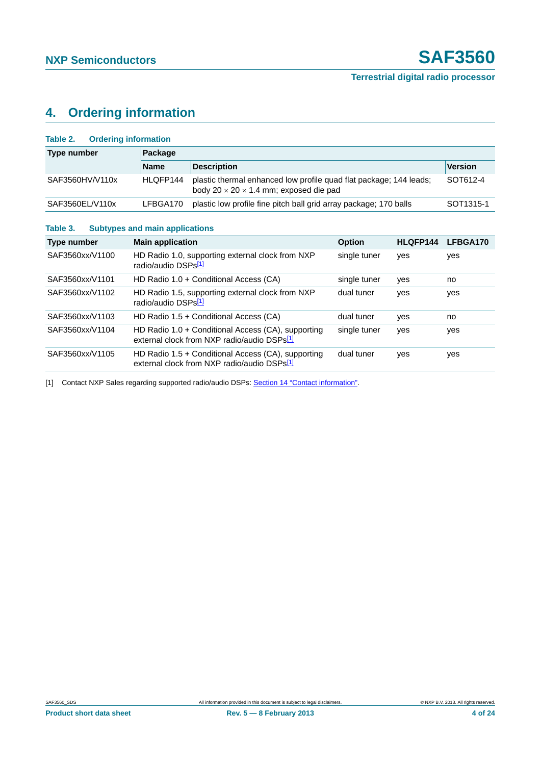## 4. Ordering information

**Table 2. Ordering information**

| Type number | Package | | |
|---|---|---|---|
| | Name | Description | Version |
| SAF3560HV/V110x | HLQFP144 | plastic thermal enhanced low profile quad flat package; 144 leads; body 20 × 20 × 1.4 mm; exposed die pad | SOT612-4 |
| SAF3560EL/V110x | LFBGA170 | plastic low profile fine pitch ball grid array package; 170 balls | SOT1315-1 |

**Table 3. Subtypes and main applications**

| Type number | Main application | Option | HLQFP144 | LFBGA170 |
|---|---|---|---|---|
| SAF3560xx/V1100 | HD Radio 1.0, supporting external clock from NXP radio/audio DSPs[1] | single tuner | yes | yes |
| SAF3560xx/V1101 | HD Radio 1.0 + Conditional Access (CA) | single tuner | yes | no |
| SAF3560xx/V1102 | HD Radio 1.5, supporting external clock from NXP radio/audio DSPs[1] | dual tuner | yes | yes |
| SAF3560xx/V1103 | HD Radio 1.5 + Conditional Access (CA) | dual tuner | yes | no |
| SAF3560xx/V1104 | HD Radio 1.0 + Conditional Access (CA), supporting external clock from NXP radio/audio DSPs[1] | single tuner | yes | yes |
| SAF3560xx/V1105 | HD Radio 1.5 + Conditional Access (CA), supporting external clock from NXP radio/audio DSPs[1] | dual tuner | yes | yes |

[1] Contact NXP Sales regarding supported radio/audio DSPs: Section 14 "Contact information".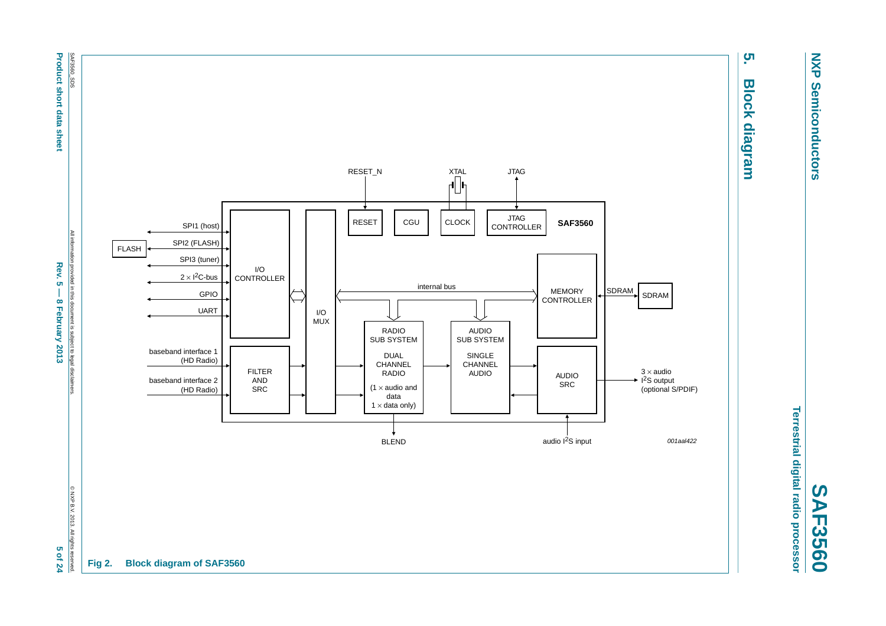## 5. Block diagram

Fig 2. Block diagram of SAF3560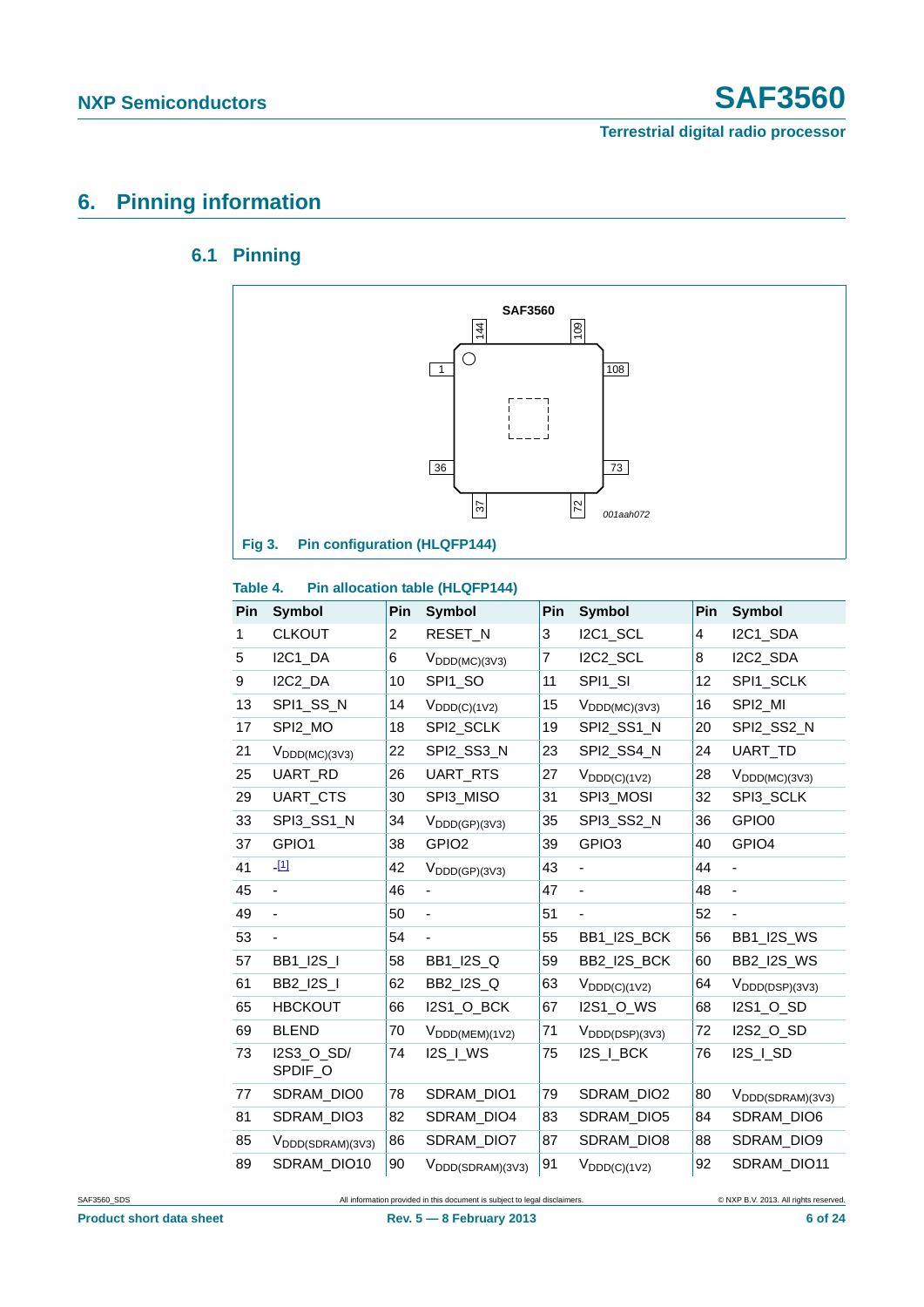# 6. Pinning information

## 6.1 Pinning

SAF3560

001aah072

**Fig 3. Pin configuration (HLQFP144)**

**Table 4. Pin allocation table (HLQFP144)**

| Pin | Symbol | Pin | Symbol | Pin | Symbol | Pin | Symbol |
|---|---|---|---|---|---|---|---|
| 1 | CLKOUT | 2 | RESET_N | 3 | I2C1_SCL | 4 | I2C1_SDA |
| 5 | I2C1_DA | 6 | $V_{DDD(MC)(3V3)}$ | 7 | I2C2_SCL | 8 | I2C2_SDA |
| 9 | I2C2_DA | 10 | SPI1_SO | 11 | SPI1_SI | 12 | SPI1_SCLK |
| 13 | SPI1_SS_N | 14 | $V_{DDD(C)(1V2)}$ | 15 | $V_{DDD(MC)(3V3)}$ | 16 | SPI2_MI |
| 17 | SPI2_MO | 18 | SPI2_SCLK | 19 | SPI2_SS1_N | 20 | SPI2_SS2_N |
| 21 | $V_{DDD(MC)(3V3)}$ | 22 | SPI2_SS3_N | 23 | SPI2_SS4_N | 24 | UART_TD |
| 25 | UART_RD | 26 | UART_RTS | 27 | $V_{DDD(C)(1V2)}$ | 28 | $V_{DDD(MC)(3V3)}$ |
| 29 | UART_CTS | 30 | SPI3_MISO | 31 | SPI3_MOSI | 32 | SPI3_SCLK |
| 33 | SPI3_SS1_N | 34 | $V_{DDD(GP)(3V3)}$ | 35 | SPI3_SS2_N | 36 | GPIO0 |
| 37 | GPIO1 | 38 | GPIO2 | 39 | GPIO3 | 40 | GPIO4 |
| 41 | -[1] | 42 | $V_{DDD(GP)(3V3)}$ | 43 | - | 44 | - |
| 45 | - | 46 | - | 47 | - | 48 | - |
| 49 | - | 50 | - | 51 | - | 52 | - |
| 53 | - | 54 | - | 55 | BB1_I2S_BCK | 56 | BB1_I2S_WS |
| 57 | BB1_I2S_I | 58 | BB1_I2S_Q | 59 | BB2_I2S_BCK | 60 | BB2_I2S_WS |
| 61 | BB2_I2S_I | 62 | BB2_I2S_Q | 63 | $V_{DDD(C)(1V2)}$ | 64 | $V_{DDD(DSP)(3V3)}$ |
| 65 | HBCKOUT | 66 | I2S1_O_BCK | 67 | I2S1_O_WS | 68 | I2S1_O_SD |
| 69 | BLEND | 70 | $V_{DDD(MEM)(1V2)}$ | 71 | $V_{DDD(DSP)(3V3)}$ | 72 | I2S2_O_SD |
| 73 | I2S3_O_SD/ SPDIF_O | 74 | I2S_I_WS | 75 | I2S_I_BCK | 76 | I2S_I_SD |
| 77 | SDRAM_DIO0 | 78 | SDRAM_DIO1 | 79 | SDRAM_DIO2 | 80 | $V_{DDD(SDRAM)(3V3)}$ |
| 81 | SDRAM_DIO3 | 82 | SDRAM_DIO4 | 83 | SDRAM_DIO5 | 84 | SDRAM_DIO6 |
| 85 | $V_{DDD(SDRAM)(3V3)}$ | 86 | SDRAM_DIO7 | 87 | SDRAM_DIO8 | 88 | SDRAM_DIO9 |
| 89 | SDRAM_DIO10 | 90 | $V_{DDD(SDRAM)(3V3)}$ | 91 | $V_{DDD(C)(1V2)}$ | 92 | SDRAM_DIO11 |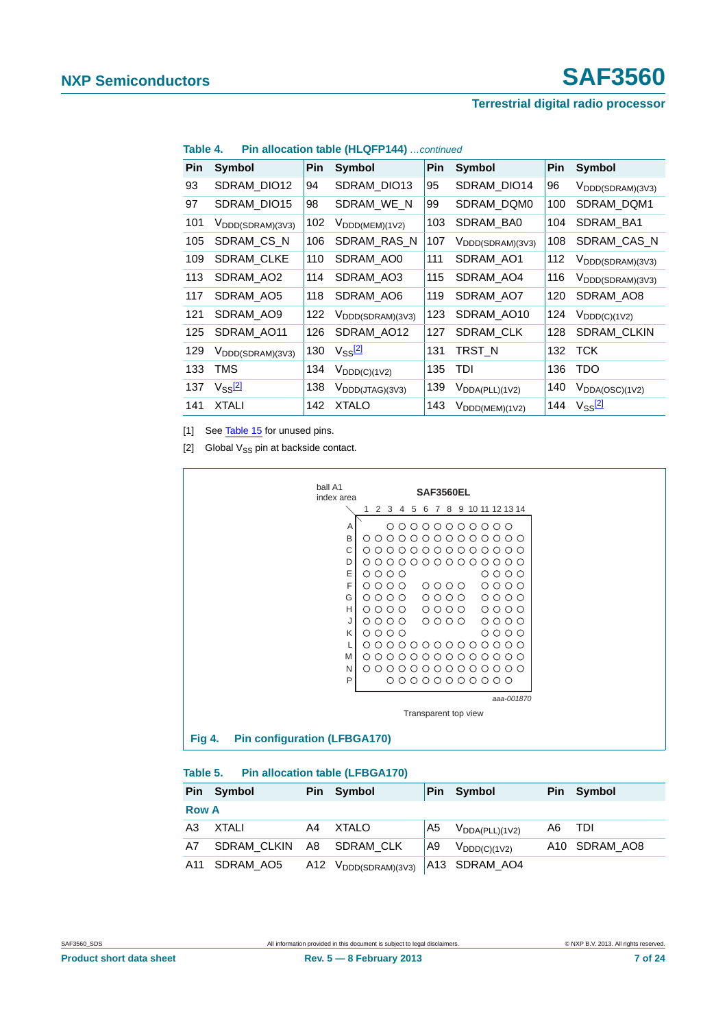**Table 4. Pin allocation table (HLQFP144)** *...continued*

| Pin | Symbol | Pin | Symbol | Pin | Symbol | Pin | Symbol |
|---|---|---|---|---|---|---|---|
| 93 | SDRAM_DIO12 | 94 | SDRAM_DIO13 | 95 | SDRAM_DIO14 | 96 | $V_{DDD(SDRAM)(3V3)}$ |
| 97 | SDRAM_DIO15 | 98 | SDRAM_WE_N | 99 | SDRAM_DQM0 | 100 | SDRAM_DQM1 |
| 101 | $V_{DDD(SDRAM)(3V3)}$ | 102 | $V_{DDD(MEM)(1V2)}$ | 103 | SDRAM_BA0 | 104 | SDRAM_BA1 |
| 105 | SDRAM_CS_N | 106 | SDRAM_RAS_N | 107 | $V_{DDD(SDRAM)(3V3)}$ | 108 | SDRAM_CAS_N |
| 109 | SDRAM_CLKE | 110 | SDRAM_AO0 | 111 | SDRAM_AO1 | 112 | $V_{DDD(SDRAM)(3V3)}$ |
| 113 | SDRAM_AO2 | 114 | SDRAM_AO3 | 115 | SDRAM_AO4 | 116 | $V_{DDD(SDRAM)(3V3)}$ |
| 117 | SDRAM_AO5 | 118 | SDRAM_AO6 | 119 | SDRAM_AO7 | 120 | SDRAM_AO8 |
| 121 | SDRAM_AO9 | 122 | $V_{DDD(SDRAM)(3V3)}$ | 123 | SDRAM_AO10 | 124 | $V_{DDD(C)(1V2)}$ |
| 125 | SDRAM_AO11 | 126 | SDRAM_AO12 | 127 | SDRAM_CLK | 128 | SDRAM_CLKIN |
| 129 | $V_{DDD(SDRAM)(3V3)}$ | 130 | $V_{SS}$[2] | 131 | TRST_N | 132 | TCK |
| 133 | TMS | 134 | $V_{DDD(C)(1V2)}$ | 135 | TDI | 136 | TDO |
| 137 | $V_{SS}$[2] | 138 | $V_{DDD(JTAG)(3V3)}$ | 139 | $V_{DDA(PLL)(1V2)}$ | 140 | $V_{DDA(OSC)(1V2)}$ |
| 141 | XTALI | 142 | XTALO | 143 | $V_{DDD(MEM)(1V2)}$ | 144 | $V_{SS}$[2] |

[1] See Table 15 for unused pins.

[2] Global $V_{SS}$ pin at backside contact.

ball A1 index area

SAF3560EL

1 2 3 4 5 6 7 8 9 10 11 12 13 14

A B C D E F G H J K L M N P

aaa-001870

Transparent top view

**Fig 4. Pin configuration (LFBGA170)**

**Table 5. Pin allocation table (LFBGA170)**

| Pin | Symbol | Pin | Symbol | Pin | Symbol | Pin | Symbol |
|---|---|---|---|---|---|---|---|
| **Row A** | | | | | | | |
| A3 | XTALI | A4 | XTALO | A5 | $V_{DDA(PLL)(1V2)}$ | A6 | TDI |
| A7 | SDRAM_CLKIN | A8 | SDRAM_CLK | A9 | $V_{DDD(C)(1V2)}$ | A10 | SDRAM_AO8 |
| A11 | SDRAM_AO5 | A12 | $V_{DDD(SDRAM)(3V3)}$ | A13 | SDRAM_AO4 | | |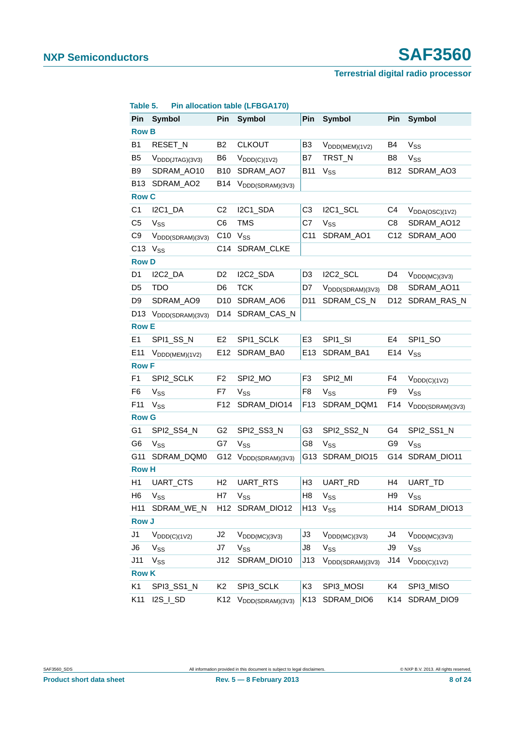**Table 5. Pin allocation table (LFBGA170)**

| Pin | Symbol | Pin | Symbol | Pin | Symbol | Pin | Symbol |
|---|---|---|---|---|---|---|---|
| **Row B** | | | | | | | |
| B1 | RESET_N | B2 | CLKOUT | B3 | $V_{DDD(MEM)(1V2)}$ | B4 | $V_{SS}$ |
| B5 | $V_{DDD(JTAG)(3V3)}$ | B6 | $V_{DDD(C)(1V2)}$ | B7 | TRST_N | B8 | $V_{SS}$ |
| B9 | SDRAM_AO10 | B10 | SDRAM_AO7 | B11 | $V_{SS}$ | B12 | SDRAM_AO3 |
| B13 | SDRAM_AO2 | B14 | $V_{DDD(SDRAM)(3V3)}$ | | | | |
| **Row C** | | | | | | | |
| C1 | I2C1_DA | C2 | I2C1_SDA | C3 | I2C1_SCL | C4 | $V_{DDA(OSC)(1V2)}$ |
| C5 | $V_{SS}$ | C6 | TMS | C7 | $V_{SS}$ | C8 | SDRAM_AO12 |
| C9 | $V_{DDD(SDRAM)(3V3)}$ | C10 | $V_{SS}$ | C11 | SDRAM_AO1 | C12 | SDRAM_AO0 |
| C13 | $V_{SS}$ | C14 | SDRAM_CLKE | | | | |
| **Row D** | | | | | | | |
| D1 | I2C2_DA | D2 | I2C2_SDA | D3 | I2C2_SCL | D4 | $V_{DDD(MC)(3V3)}$ |
| D5 | TDO | D6 | TCK | D7 | $V_{DDD(SDRAM)(3V3)}$ | D8 | SDRAM_AO11 |
| D9 | SDRAM_AO9 | D10 | SDRAM_AO6 | D11 | SDRAM_CS_N | D12 | SDRAM_RAS_N |
| D13 | $V_{DDD(SDRAM)(3V3)}$ | D14 | SDRAM_CAS_N | | | | |
| **Row E** | | | | | | | |
| E1 | SPI1_SS_N | E2 | SPI1_SCLK | E3 | SPI1_SI | E4 | SPI1_SO |
| E11 | $V_{DDD(MEM)(1V2)}$ | E12 | SDRAM_BA0 | E13 | SDRAM_BA1 | E14 | $V_{SS}$ |
| **Row F** | | | | | | | |
| F1 | SPI2_SCLK | F2 | SPI2_MO | F3 | SPI2_MI | F4 | $V_{DDD(C)(1V2)}$ |
| F6 | $V_{SS}$ | F7 | $V_{SS}$ | F8 | $V_{SS}$ | F9 | $V_{SS}$ |
| F11 | $V_{SS}$ | F12 | SDRAM_DIO14 | F13 | SDRAM_DQM1 | F14 | $V_{DDD(SDRAM)(3V3)}$ |
| **Row G** | | | | | | | |
| G1 | SPI2_SS4_N | G2 | SPI2_SS3_N | G3 | SPI2_SS2_N | G4 | SPI2_SS1_N |
| G6 | $V_{SS}$ | G7 | $V_{SS}$ | G8 | $V_{SS}$ | G9 | $V_{SS}$ |
| G11 | SDRAM_DQM0 | G12 | $V_{DDD(SDRAM)(3V3)}$ | G13 | SDRAM_DIO15 | G14 | SDRAM_DIO11 |
| **Row H** | | | | | | | |
| H1 | UART_CTS | H2 | UART_RTS | H3 | UART_RD | H4 | UART_TD |
| H6 | $V_{SS}$ | H7 | $V_{SS}$ | H8 | $V_{SS}$ | H9 | $V_{SS}$ |
| H11 | SDRAM_WE_N | H12 | SDRAM_DIO12 | H13 | $V_{SS}$ | H14 | SDRAM_DIO13 |
| **Row J** | | | | | | | |
| J1 | $V_{DDD(C)(1V2)}$ | J2 | $V_{DDD(MC)(3V3)}$ | J3 | $V_{DDD(MC)(3V3)}$ | J4 | $V_{DDD(MC)(3V3)}$ |
| J6 | $V_{SS}$ | J7 | $V_{SS}$ | J8 | $V_{SS}$ | J9 | $V_{SS}$ |
| J11 | $V_{SS}$ | J12 | SDRAM_DIO10 | J13 | $V_{DDD(SDRAM)(3V3)}$ | J14 | $V_{DDD(C)(1V2)}$ |
| **Row K** | | | | | | | |
| K1 | SPI3_SS1_N | K2 | SPI3_SCLK | K3 | SPI3_MOSI | K4 | SPI3_MISO |
| K11 | I2S_I_SD | K12 | $V_{DDD(SDRAM)(3V3)}$ | K13 | SDRAM_DIO6 | K14 | SDRAM_DIO9 |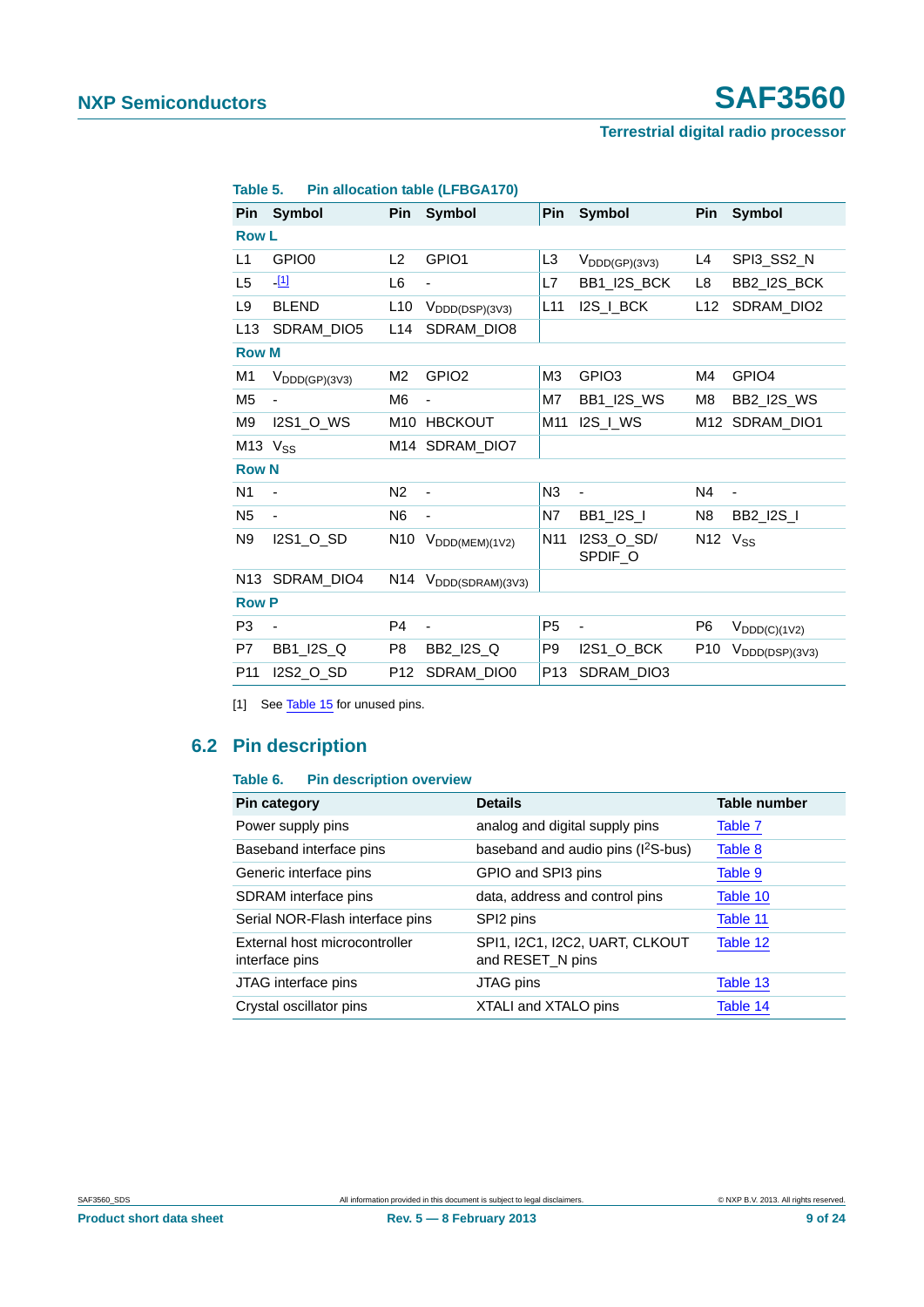**Table 5. Pin allocation table (LFBGA170)**

| Pin | Symbol | Pin | Symbol | Pin | Symbol | Pin | Symbol |
|---|---|---|---|---|---|---|---|
| **Row L** | | | | | | | |
| L1 | GPIO0 | L2 | GPIO1 | L3 | $V_{DDD(GP)(3V3)}$ | L4 | SPI3_SS2_N |
| L5 | -[1] | L6 | - | L7 | BB1_I2S_BCK | L8 | BB2_I2S_BCK |
| L9 | BLEND | L10 | $V_{DDD(DSP)(3V3)}$ | L11 | I2S_I_BCK | L12 | SDRAM_DIO2 |
| L13 | SDRAM_DIO5 | L14 | SDRAM_DIO8 | | | | |
| **Row M** | | | | | | | |
| M1 | $V_{DDD(GP)(3V3)}$ | M2 | GPIO2 | M3 | GPIO3 | M4 | GPIO4 |
| M5 | - | M6 | - | M7 | BB1_I2S_WS | M8 | BB2_I2S_WS |
| M9 | I2S1_O_WS | M10 | HBCKOUT | M11 | I2S_I_WS | M12 | SDRAM_DIO1 |
| M13 | $V_{SS}$ | M14 | SDRAM_DIO7 | | | | |
| **Row N** | | | | | | | |
| N1 | - | N2 | - | N3 | - | N4 | - |
| N5 | - | N6 | - | N7 | BB1_I2S_I | N8 | BB2_I2S_I |
| N9 | I2S1_O_SD | N10 | $V_{DDD(MEM)(1V2)}$ | N11 | I2S3_O_SD/ SPDIF_O | N12 | $V_{SS}$ |
| N13 | SDRAM_DIO4 | N14 | $V_{DDD(SDRAM)(3V3)}$ | | | | |
| **Row P** | | | | | | | |
| P3 | - | P4 | - | P5 | - | P6 | $V_{DDD(C)(1V2)}$ |
| P7 | BB1_I2S_Q | P8 | BB2_I2S_Q | P9 | I2S1_O_BCK | P10 | $V_{DDD(DSP)(3V3)}$ |
| P11 | I2S2_O_SD | P12 | SDRAM_DIO0 | P13 | SDRAM_DIO3 | | |

[1] See Table 15 for unused pins.

## 6.2 Pin description

**Table 6. Pin description overview**

| Pin category | Details | Table number |
|---|---|---|
| Power supply pins | analog and digital supply pins | Table 7 |
| Baseband interface pins | baseband and audio pins ($I^2S$-bus) | Table 8 |
| Generic interface pins | GPIO and SPI3 pins | Table 9 |
| SDRAM interface pins | data, address and control pins | Table 10 |
| Serial NOR-Flash interface pins | SPI2 pins | Table 11 |
| External host microcontroller interface pins | SPI1, I2C1, I2C2, UART, CLKOUT and RESET_N pins | Table 12 |
| JTAG interface pins | JTAG pins | Table 13 |
| Crystal oscillator pins | XTALI and XTALO pins | Table 14 |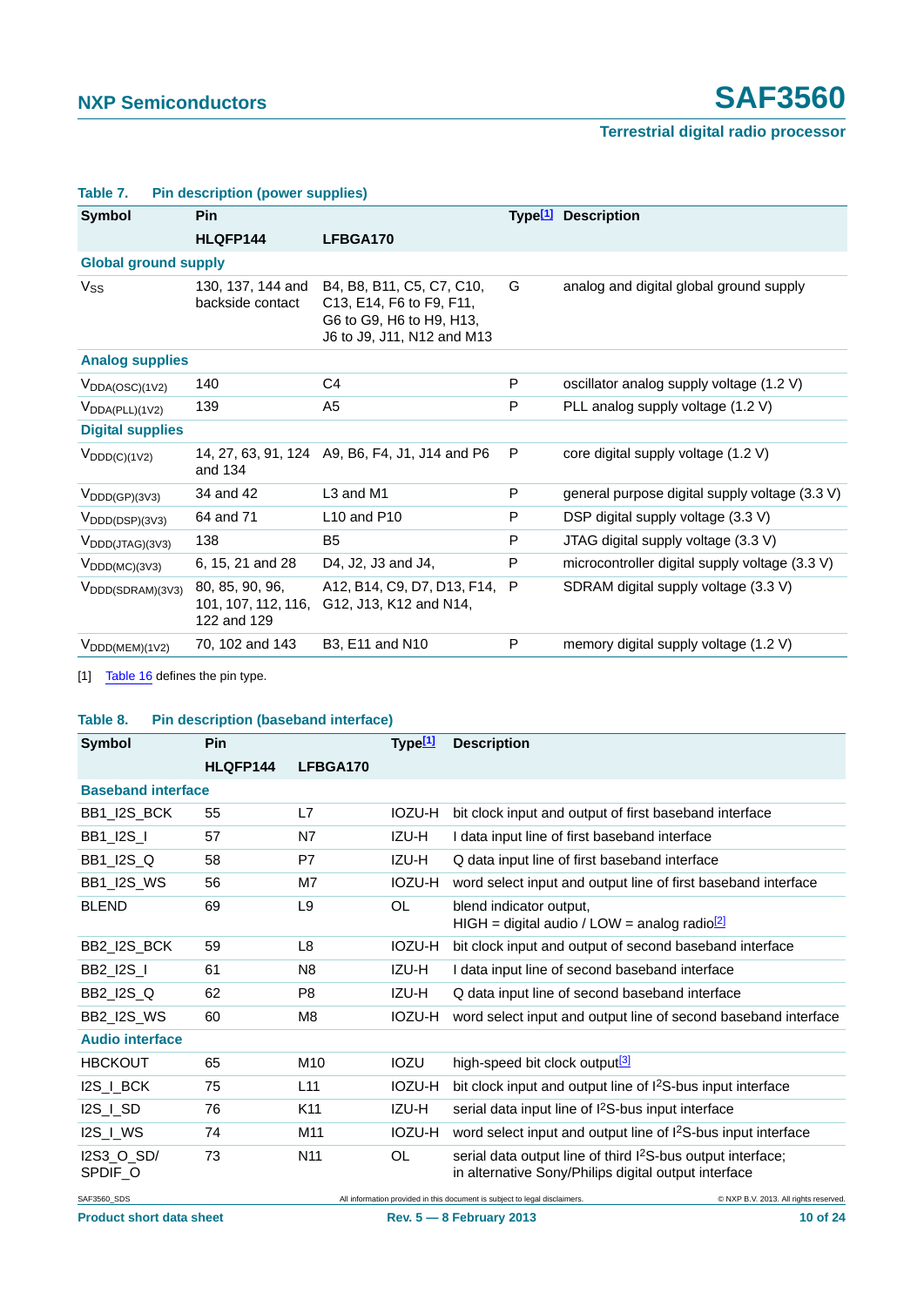**Table 7. Pin description (power supplies)**

| Symbol | Pin | | Type[1] | Description |
|---|---|---|---|---|
| | HLQFP144 | LFBGA170 | | |
| **Global ground supply** | | | | |
| $V_{SS}$ | 130, 137, 144 and backside contact | B4, B8, B11, C5, C7, C10, C13, E14, F6 to F9, F11, G6 to G9, H6 to H9, H13, J6 to J9, J11, N12 and M13 | G | analog and digital global ground supply |
| **Analog supplies** | | | | |
| $V_{DDA(OSC)(1V2)}$ | 140 | C4 | P | oscillator analog supply voltage (1.2 V) |
| $V_{DDA(PLL)(1V2)}$ | 139 | A5 | P | PLL analog supply voltage (1.2 V) |
| **Digital supplies** | | | | |
| $V_{DDD(C)(1V2)}$ | 14, 27, 63, 91, 124 and 134 | A9, B6, F4, J1, J14 and P6 | P | core digital supply voltage (1.2 V) |
| $V_{DDD(GP)(3V3)}$ | 34 and 42 | L3 and M1 | P | general purpose digital supply voltage (3.3 V) |
| $V_{DDD(DSP)(3V3)}$ | 64 and 71 | L10 and P10 | P | DSP digital supply voltage (3.3 V) |
| $V_{DDD(JTAG)(3V3)}$ | 138 | B5 | P | JTAG digital supply voltage (3.3 V) |
| $V_{DDD(MC)(3V3)}$ | 6, 15, 21 and 28 | D4, J2, J3 and J4, | P | microcontroller digital supply voltage (3.3 V) |
| $V_{DDD(SDRAM)(3V3)}$ | 80, 85, 90, 96, 101, 107, 112, 116, 122 and 129 | A12, B14, C9, D7, D13, F14, G12, J13, K12 and N14, | P | SDRAM digital supply voltage (3.3 V) |
| $V_{DDD(MEM)(1V2)}$ | 70, 102 and 143 | B3, E11 and N10 | P | memory digital supply voltage (1.2 V) |

[1] Table 16 defines the pin type.

**Table 8. Pin description (baseband interface)**

| Symbol | Pin | | Type[1] | Description |
|---|---|---|---|---|
| | HLQFP144 | LFBGA170 | | |
| **Baseband interface** | | | | |
| BB1_I2S_BCK | 55 | L7 | IOZU-H | bit clock input and output of first baseband interface |
| BB1_I2S_I | 57 | N7 | IZU-H | I data input line of first baseband interface |
| BB1_I2S_Q | 58 | P7 | IZU-H | Q data input line of first baseband interface |
| BB1_I2S_WS | 56 | M7 | IOZU-H | word select input and output line of first baseband interface |
| BLEND | 69 | L9 | OL | blend indicator output, HIGH = digital audio / LOW = analog radio[2] |
| BB2_I2S_BCK | 59 | L8 | IOZU-H | bit clock input and output of second baseband interface |
| BB2_I2S_I | 61 | N8 | IZU-H | I data input line of second baseband interface |
| BB2_I2S_Q | 62 | P8 | IZU-H | Q data input line of second baseband interface |
| BB2_I2S_WS | 60 | M8 | IOZU-H | word select input and output line of second baseband interface |
| **Audio interface** | | | | |
| HBCKOUT | 65 | M10 | IOZU | high-speed bit clock output[3] |
| I2S_I_BCK | 75 | L11 | IOZU-H | bit clock input and output line of I$^2$S-bus input interface |
| I2S_I_SD | 76 | K11 | IZU-H | serial data input line of I$^2$S-bus input interface |
| I2S_I_WS | 74 | M11 | IOZU-H | word select input and output line of I$^2$S-bus input interface |
| I2S3_O_SD/ SPDIF_O | 73 | N11 | OL | serial data output line of third I$^2$S-bus output interface; in alternative Sony/Philips digital output interface |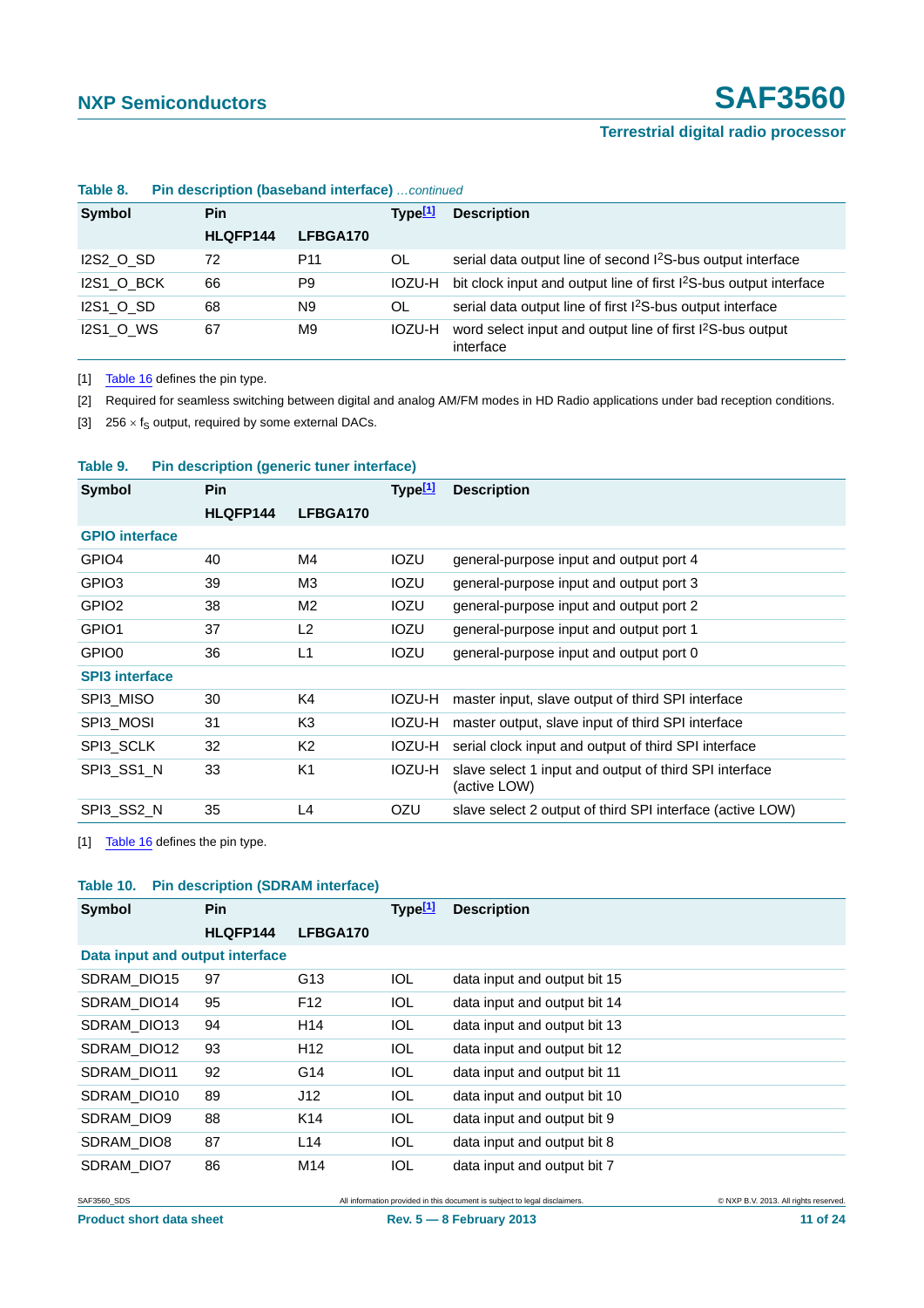**Table 8. Pin description (baseband interface)** *...continued*

| Symbol | Pin | | Type[1] | Description |
|---|---|---|---|---|
| | HLQFP144 | LFBGA170 | | |
| I2S2_O_SD | 72 | P11 | OL | serial data output line of second $I^2S$-bus output interface |
| I2S1_O_BCK | 66 | P9 | IOZU-H | bit clock input and output line of first $I^2S$-bus output interface |
| I2S1_O_SD | 68 | N9 | OL | serial data output line of first $I^2S$-bus output interface |
| I2S1_O_WS | 67 | M9 | IOZU-H | word select input and output line of first $I^2S$-bus output interface |

[1] Table 16 defines the pin type.

[2] Required for seamless switching between digital and analog AM/FM modes in HD Radio applications under bad reception conditions.

[3] 256 × $f_S$ output, required by some external DACs.

**Table 9. Pin description (generic tuner interface)**

| Symbol | Pin | | Type[1] | Description |
|---|---|---|---|---|
| | HLQFP144 | LFBGA170 | | |
| **GPIO interface** | | | | |
| GPIO4 | 40 | M4 | IOZU | general-purpose input and output port 4 |
| GPIO3 | 39 | M3 | IOZU | general-purpose input and output port 3 |
| GPIO2 | 38 | M2 | IOZU | general-purpose input and output port 2 |
| GPIO1 | 37 | L2 | IOZU | general-purpose input and output port 1 |
| GPIO0 | 36 | L1 | IOZU | general-purpose input and output port 0 |
| **SPI3 interface** | | | | |
| SPI3_MISO | 30 | K4 | IOZU-H | master input, slave output of third SPI interface |
| SPI3_MOSI | 31 | K3 | IOZU-H | master output, slave input of third SPI interface |
| SPI3_SCLK | 32 | K2 | IOZU-H | serial clock input and output of third SPI interface |
| SPI3_SS1_N | 33 | K1 | IOZU-H | slave select 1 input and output of third SPI interface (active LOW) |
| SPI3_SS2_N | 35 | L4 | OZU | slave select 2 output of third SPI interface (active LOW) |

[1] Table 16 defines the pin type.

**Table 10. Pin description (SDRAM interface)**

| Symbol | Pin | | Type[1] | Description |
|---|---|---|---|---|
| | HLQFP144 | LFBGA170 | | |
| **Data input and output interface** | | | | |
| SDRAM_DIO15 | 97 | G13 | IOL | data input and output bit 15 |
| SDRAM_DIO14 | 95 | F12 | IOL | data input and output bit 14 |
| SDRAM_DIO13 | 94 | H14 | IOL | data input and output bit 13 |
| SDRAM_DIO12 | 93 | H12 | IOL | data input and output bit 12 |
| SDRAM_DIO11 | 92 | G14 | IOL | data input and output bit 11 |
| SDRAM_DIO10 | 89 | J12 | IOL | data input and output bit 10 |
| SDRAM_DIO9 | 88 | K14 | IOL | data input and output bit 9 |
| SDRAM_DIO8 | 87 | L14 | IOL | data input and output bit 8 |
| SDRAM_DIO7 | 86 | M14 | IOL | data input and output bit 7 |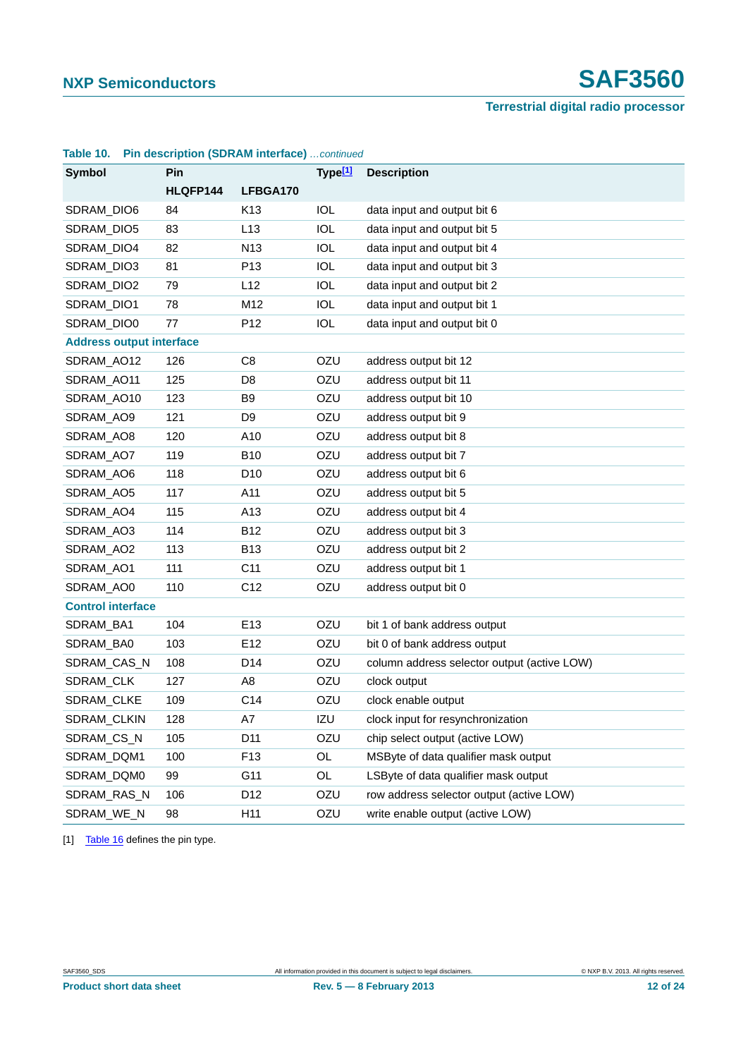**Table 10. Pin description (SDRAM interface)** *...continued*

| Symbol | Pin | | Type[1] | Description |
|---|---|---|---|---|
| | HLQFP144 | LFBGA170 | | |
| SDRAM_DIO6 | 84 | K13 | IOL | data input and output bit 6 |
| SDRAM_DIO5 | 83 | L13 | IOL | data input and output bit 5 |
| SDRAM_DIO4 | 82 | N13 | IOL | data input and output bit 4 |
| SDRAM_DIO3 | 81 | P13 | IOL | data input and output bit 3 |
| SDRAM_DIO2 | 79 | L12 | IOL | data input and output bit 2 |
| SDRAM_DIO1 | 78 | M12 | IOL | data input and output bit 1 |
| SDRAM_DIO0 | 77 | P12 | IOL | data input and output bit 0 |
| **Address output interface** | | | | |
| SDRAM_AO12 | 126 | C8 | OZU | address output bit 12 |
| SDRAM_AO11 | 125 | D8 | OZU | address output bit 11 |
| SDRAM_AO10 | 123 | B9 | OZU | address output bit 10 |
| SDRAM_AO9 | 121 | D9 | OZU | address output bit 9 |
| SDRAM_AO8 | 120 | A10 | OZU | address output bit 8 |
| SDRAM_AO7 | 119 | B10 | OZU | address output bit 7 |
| SDRAM_AO6 | 118 | D10 | OZU | address output bit 6 |
| SDRAM_AO5 | 117 | A11 | OZU | address output bit 5 |
| SDRAM_AO4 | 115 | A13 | OZU | address output bit 4 |
| SDRAM_AO3 | 114 | B12 | OZU | address output bit 3 |
| SDRAM_AO2 | 113 | B13 | OZU | address output bit 2 |
| SDRAM_AO1 | 111 | C11 | OZU | address output bit 1 |
| SDRAM_AO0 | 110 | C12 | OZU | address output bit 0 |
| **Control interface** | | | | |
| SDRAM_BA1 | 104 | E13 | OZU | bit 1 of bank address output |
| SDRAM_BA0 | 103 | E12 | OZU | bit 0 of bank address output |
| SDRAM_CAS_N | 108 | D14 | OZU | column address selector output (active LOW) |
| SDRAM_CLK | 127 | A8 | OZU | clock output |
| SDRAM_CLKE | 109 | C14 | OZU | clock enable output |
| SDRAM_CLKIN | 128 | A7 | IZU | clock input for resynchronization |
| SDRAM_CS_N | 105 | D11 | OZU | chip select output (active LOW) |
| SDRAM_DQM1 | 100 | F13 | OL | MSByte of data qualifier mask output |
| SDRAM_DQM0 | 99 | G11 | OL | LSByte of data qualifier mask output |
| SDRAM_RAS_N | 106 | D12 | OZU | row address selector output (active LOW) |
| SDRAM_WE_N | 98 | H11 | OZU | write enable output (active LOW) |

[1] Table 16 defines the pin type.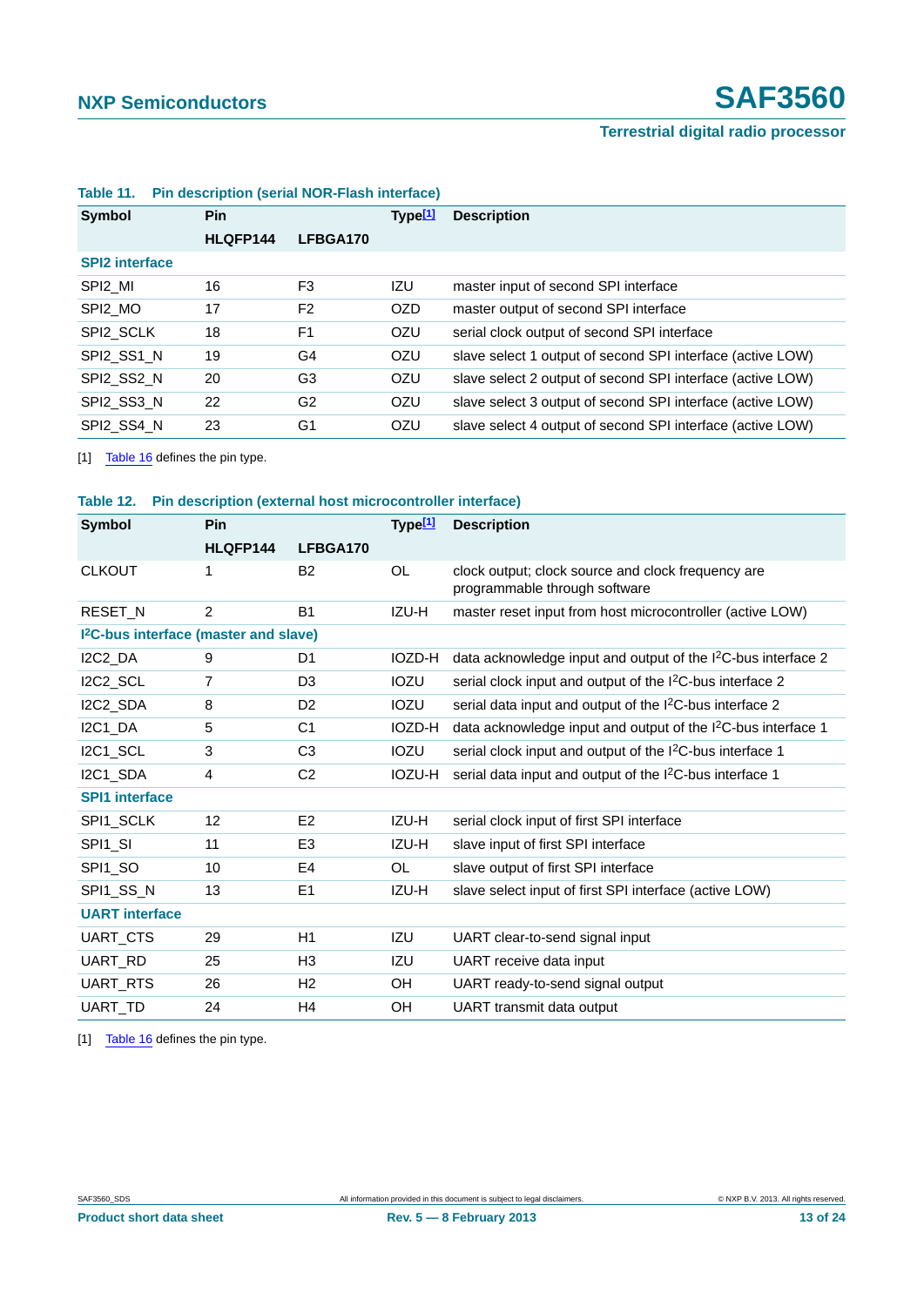**Table 11. Pin description (serial NOR-Flash interface)**

| Symbol | Pin | | Type[1] | Description |
|---|---|---|---|---|
| | HLQFP144 | LFBGA170 | | |
| **SPI2 interface** | | | | |
| SPI2_MI | 16 | F3 | IZU | master input of second SPI interface |
| SPI2_MO | 17 | F2 | OZD | master output of second SPI interface |
| SPI2_SCLK | 18 | F1 | OZU | serial clock output of second SPI interface |
| SPI2_SS1_N | 19 | G4 | OZU | slave select 1 output of second SPI interface (active LOW) |
| SPI2_SS2_N | 20 | G3 | OZU | slave select 2 output of second SPI interface (active LOW) |
| SPI2_SS3_N | 22 | G2 | OZU | slave select 3 output of second SPI interface (active LOW) |
| SPI2_SS4_N | 23 | G1 | OZU | slave select 4 output of second SPI interface (active LOW) |

[1] Table 16 defines the pin type.

**Table 12. Pin description (external host microcontroller interface)**

| Symbol | Pin | | Type[1] | Description |
|---|---|---|---|---|
| | HLQFP144 | LFBGA170 | | |
| CLKOUT | 1 | B2 | OL | clock output; clock source and clock frequency are programmable through software |
| RESET_N | 2 | B1 | IZU-H | master reset input from host microcontroller (active LOW) |
| **I²C-bus interface (master and slave)** | | | | |
| I2C2_DA | 9 | D1 | IOZD-H | data acknowledge input and output of the I²C-bus interface 2 |
| I2C2_SCL | 7 | D3 | IOZU | serial clock input and output of the I²C-bus interface 2 |
| I2C2_SDA | 8 | D2 | IOZU | serial data input and output of the I²C-bus interface 2 |
| I2C1_DA | 5 | C1 | IOZD-H | data acknowledge input and output of the I²C-bus interface 1 |
| I2C1_SCL | 3 | C3 | IOZU | serial clock input and output of the I²C-bus interface 1 |
| I2C1_SDA | 4 | C2 | IOZU-H | serial data input and output of the I²C-bus interface 1 |
| **SPI1 interface** | | | | |
| SPI1_SCLK | 12 | E2 | IZU-H | serial clock input of first SPI interface |
| SPI1_SI | 11 | E3 | IZU-H | slave input of first SPI interface |
| SPI1_SO | 10 | E4 | OL | slave output of first SPI interface |
| SPI1_SS_N | 13 | E1 | IZU-H | slave select input of first SPI interface (active LOW) |
| **UART interface** | | | | |
| UART_CTS | 29 | H1 | IZU | UART clear-to-send signal input |
| UART_RD | 25 | H3 | IZU | UART receive data input |
| UART_RTS | 26 | H2 | OH | UART ready-to-send signal output |
| UART_TD | 24 | H4 | OH | UART transmit data output |

[1] Table 16 defines the pin type.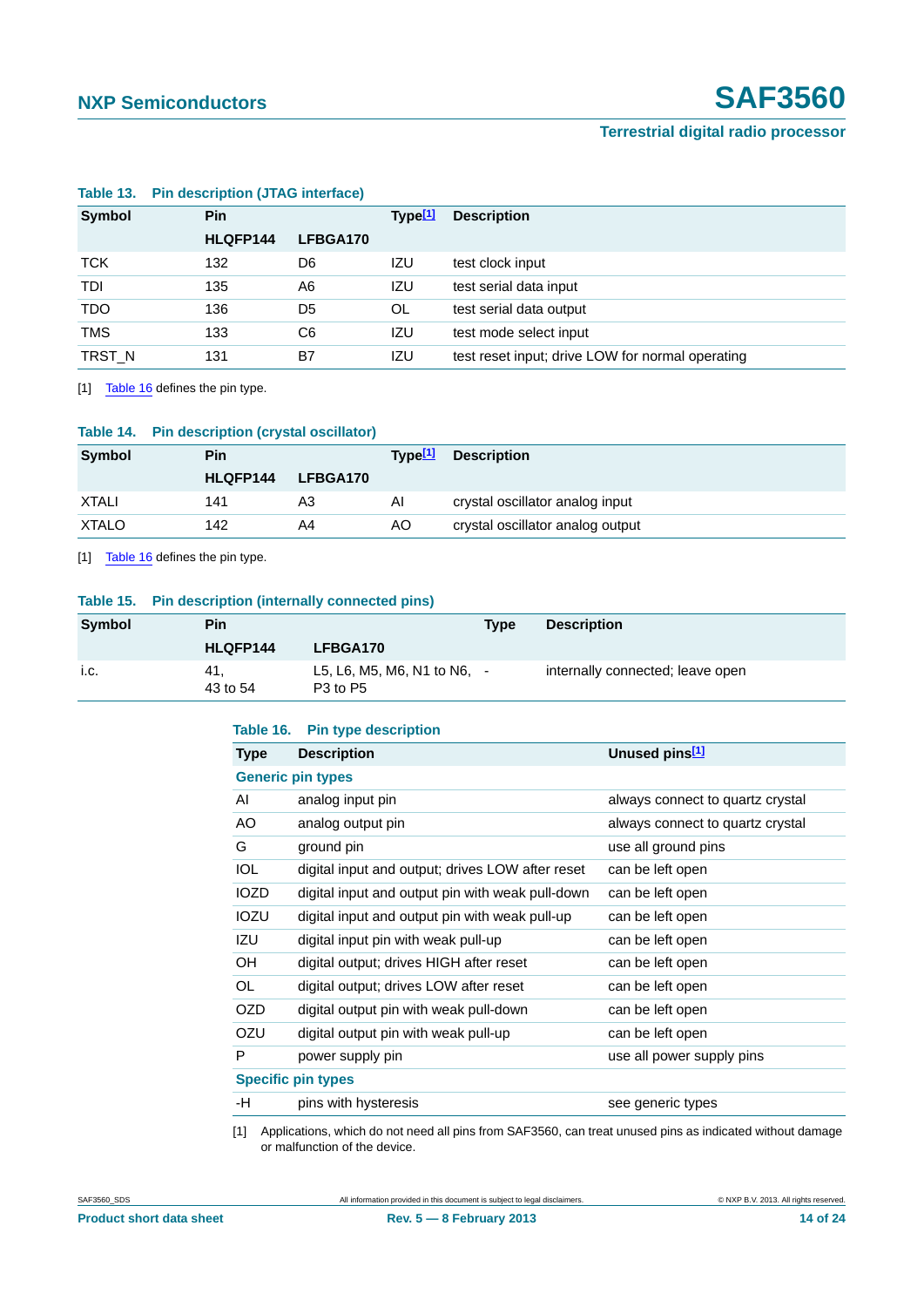**Table 13. Pin description (JTAG interface)**

| Symbol | Pin | | Type[1] | Description |
|---|---|---|---|---|
| | HLQFP144 | LFBGA170 | | |
| TCK | 132 | D6 | IZU | test clock input |
| TDI | 135 | A6 | IZU | test serial data input |
| TDO | 136 | D5 | OL | test serial data output |
| TMS | 133 | C6 | IZU | test mode select input |
| TRST_N | 131 | B7 | IZU | test reset input; drive LOW for normal operating |

[1] Table 16 defines the pin type.

**Table 14. Pin description (crystal oscillator)**

| Symbol | Pin | | Type[1] | Description |
|---|---|---|---|---|
| | HLQFP144 | LFBGA170 | | |
| XTALI | 141 | A3 | AI | crystal oscillator analog input |
| XTALO | 142 | A4 | AO | crystal oscillator analog output |

[1] Table 16 defines the pin type.

**Table 15. Pin description (internally connected pins)**

| Symbol | Pin | | Type | Description |
|---|---|---|---|---|
| | HLQFP144 | LFBGA170 | | |
| i.c. | 41, 43 to 54 | L5, L6, M5, M6, N1 to N6, P3 to P5 | - | internally connected; leave open |

**Table 16. Pin type description**

| Type | Description | Unused pins[1] |
|---|---|---|
| **Generic pin types** | | |
| AI | analog input pin | always connect to quartz crystal |
| AO | analog output pin | always connect to quartz crystal |
| G | ground pin | use all ground pins |
| IOL | digital input and output; drives LOW after reset | can be left open |
| IOZD | digital input and output pin with weak pull-down | can be left open |
| IOZU | digital input and output pin with weak pull-up | can be left open |
| IZU | digital input pin with weak pull-up | can be left open |
| OH | digital output; drives HIGH after reset | can be left open |
| OL | digital output; drives LOW after reset | can be left open |
| OZD | digital output pin with weak pull-down | can be left open |
| OZU | digital output pin with weak pull-up | can be left open |
| P | power supply pin | use all power supply pins |
| **Specific pin types** | | |
| -H | pins with hysteresis | see generic types |

[1] Applications, which do not need all pins from SAF3560, can treat unused pins as indicated without damage or malfunction of the device.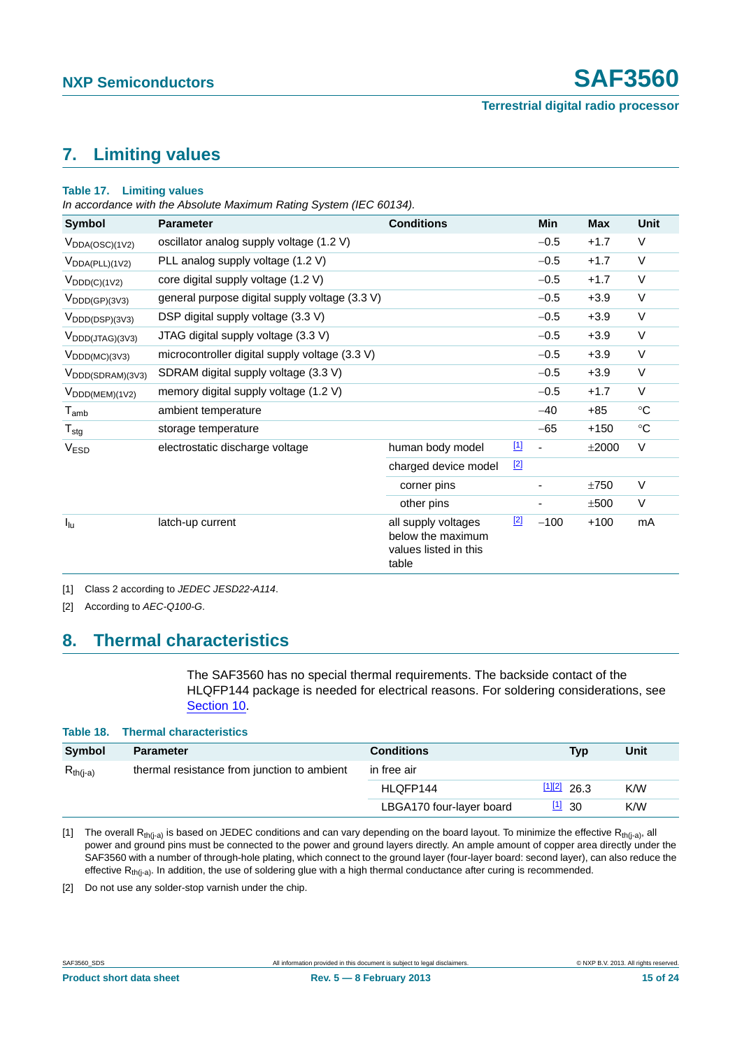## 7. Limiting values

**Table 17. Limiting values**

*In accordance with the Absolute Maximum Rating System (IEC 60134).*

| Symbol | Parameter | Conditions | | Min | Max | Unit |
|---|---|---|---|---|---|---|
| $V_{DDA(OSC)(1V2)}$ | oscillator analog supply voltage (1.2 V) | | | −0.5 | +1.7 | V |
| $V_{DDA(PLL)(1V2)}$ | PLL analog supply voltage (1.2 V) | | | −0.5 | +1.7 | V |
| $V_{DDD(C)(1V2)}$ | core digital supply voltage (1.2 V) | | | −0.5 | +1.7 | V |
| $V_{DDD(GP)(3V3)}$ | general purpose digital supply voltage (3.3 V) | | | −0.5 | +3.9 | V |
| $V_{DDD(DSP)(3V3)}$ | DSP digital supply voltage (3.3 V) | | | −0.5 | +3.9 | V |
| $V_{DDD(JTAG)(3V3)}$ | JTAG digital supply voltage (3.3 V) | | | −0.5 | +3.9 | V |
| $V_{DDD(MC)(3V3)}$ | microcontroller digital supply voltage (3.3 V) | | | −0.5 | +3.9 | V |
| $V_{DDD(SDRAM)(3V3)}$ | SDRAM digital supply voltage (3.3 V) | | | −0.5 | +3.9 | V |
| $V_{DDD(MEM)(1V2)}$ | memory digital supply voltage (1.2 V) | | | −0.5 | +1.7 | V |
| $T_{amb}$ | ambient temperature | | | −40 | +85 | °C |
| $T_{stg}$ | storage temperature | | | −65 | +150 | °C |
| $V_{ESD}$ | electrostatic discharge voltage | human body model | [1] | - | ±2000 | V |
| | | charged device model | [2] | | | |
| | | corner pins | | - | ±750 | V |
| | | other pins | | - | ±500 | V |
| $I_{lu}$ | latch-up current | all supply voltages below the maximum values listed in this table | [2] | −100 | +100 | mA |

[1] Class 2 according to *JEDEC JESD22-A114*.

[2] According to *AEC-Q100-G*.

## 8. Thermal characteristics

The SAF3560 has no special thermal requirements. The backside contact of the HLQFP144 package is needed for electrical reasons. For soldering considerations, see Section 10.

**Table 18. Thermal characteristics**

| Symbol | Parameter | Conditions | | Typ | Unit |
|---|---|---|---|---|---|
| $R_{th(j-a)}$ | thermal resistance from junction to ambient | in free air | | | |
| | | HLQFP144 | [1][2] | 26.3 | K/W |
| | | LBGA170 four-layer board | [1] | 30 | K/W |

[1] The overall $R_{th(j-a)}$ is based on JEDEC conditions and can vary depending on the board layout. To minimize the effective $R_{th(j-a)}$, all power and ground pins must be connected to the power and ground layers directly. An ample amount of copper area directly under the SAF3560 with a number of through-hole plating, which connect to the ground layer (four-layer board: second layer), can also reduce the effective $R_{th(j-a)}$. In addition, the use of soldering glue with a high thermal conductance after curing is recommended.

[2] Do not use any solder-stop varnish under the chip.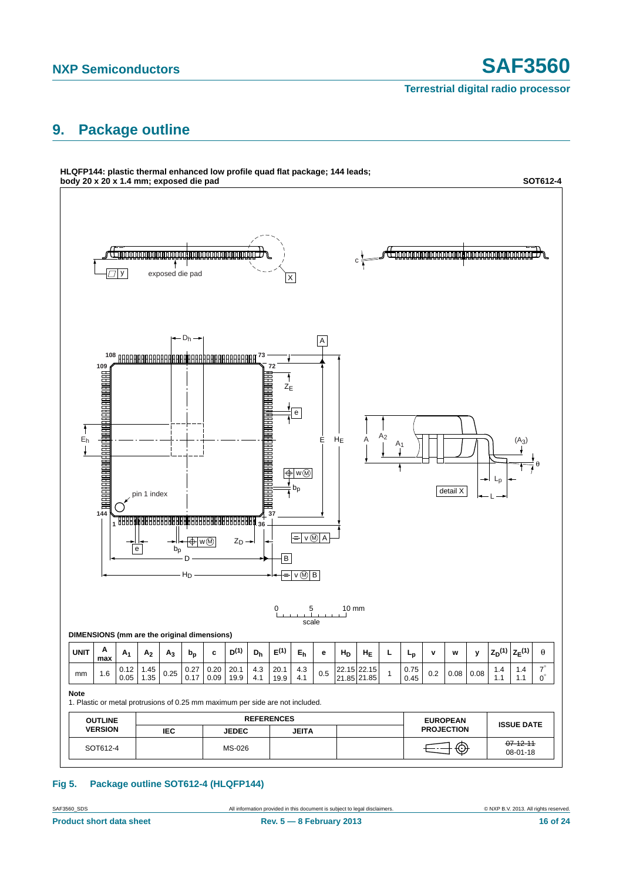## 9. Package outline

**HLQFP144: plastic thermal enhanced low profile quad flat package; 144 leads; body 20 x 20 x 1.4 mm; exposed die pad** **SOT612-4**

**DIMENSIONS (mm are the original dimensions)**

| UNIT | A max | $A_1$ | $A_2$ | $A_3$ | $b_p$ | c | $D^{(1)}$ | $D_h$ | $E^{(1)}$ | $E_h$ | e | $H_D$ | $H_E$ | L | $L_p$ | v | w | y | $Z_D^{(1)}$ | $Z_E^{(1)}$ | θ |
|---|---|---|---|---|---|---|---|---|---|---|---|---|---|---|---|---|---|---|---|---|---|
| mm | 1.6 | 0.12<br>0.05 | 1.45<br>1.35 | 0.25 | 0.27<br>0.17 | 0.20<br>0.09 | 20.1<br>19.9 | 4.3<br>4.1 | 20.1<br>19.9 | 4.3<br>4.1 | 0.5 | 22.15<br>21.85 | 22.15<br>21.85 | 1 | 0.75<br>0.45 | 0.2 | 0.08 | 0.08 | 1.4<br>1.1 | 1.4<br>1.1 | 7°<br>0° |

**Note**

1. Plastic or metal protrusions of 0.25 mm maximum per side are not included.

| OUTLINE VERSION | REFERENCES | | | | EUROPEAN PROJECTION | ISSUE DATE |
|---|---|---|---|---|---|---|
| | IEC | JEDEC | JEITA | | | |
| SOT612-4 | | MS-026 | | | | ~~07-12-11~~<br>08-01-18 |

**Fig 5. Package outline SOT612-4 (HLQFP144)**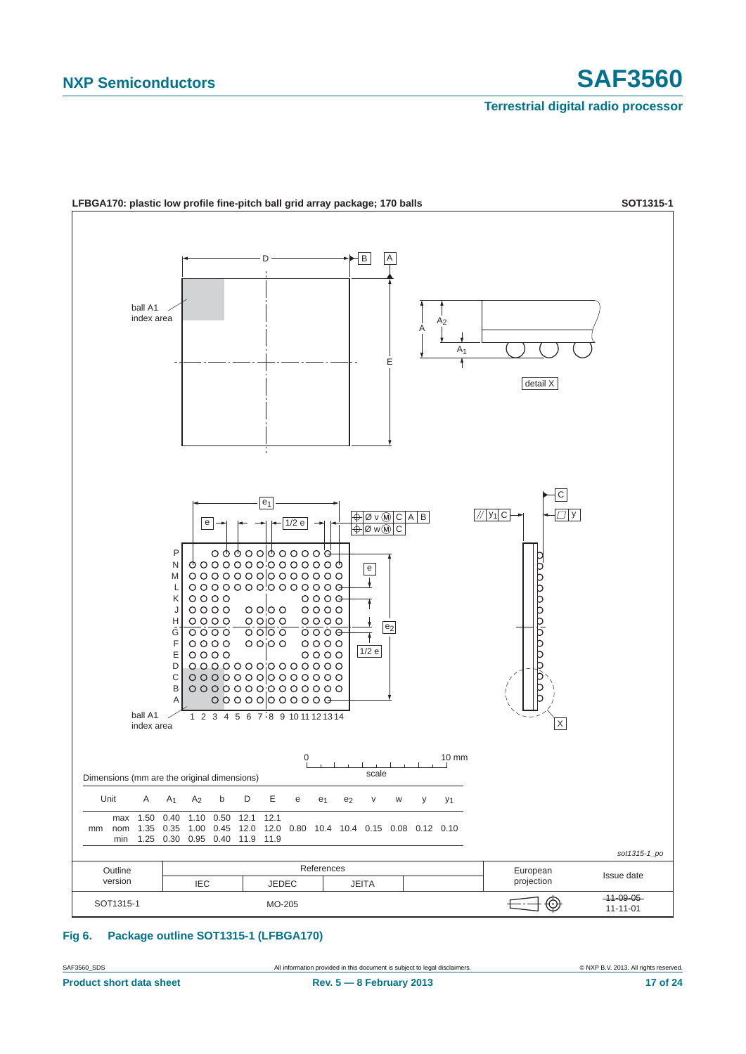**LFBGA170: plastic low profile fine-pitch ball grid array package; 170 balls** **SOT1315-1**

Dimensions (mm are the original dimensions)

| Unit | | A | $A_1$ | $A_2$ | b | D | E | e | $e_1$ | $e_2$ | v | w | y | $y_1$ |
|---|---|---|---|---|---|---|---|---|---|---|---|---|---|---|
| mm | max | 1.50 | 0.40 | 1.10 | 0.50 | 12.1 | 12.1 | | | | | | | |
| | nom | 1.35 | 0.35 | 1.00 | 0.45 | 12.0 | 12.0 | 0.80 | 10.4 | 10.4 | 0.15 | 0.08 | 0.12 | 0.10 |
| | min | 1.25 | 0.30 | 0.95 | 0.40 | 11.9 | 11.9 | | | | | | | |

*sot1315-1_po*

| Outline version | References: IEC | References: JEDEC | References: JEITA | | European projection | Issue date |
|---|---|---|---|---|---|---|
| SOT1315-1 | | MO-205 | | | | ~~11-09-05~~ 11-11-01 |

**Fig 6. Package outline SOT1315-1 (LFBGA170)**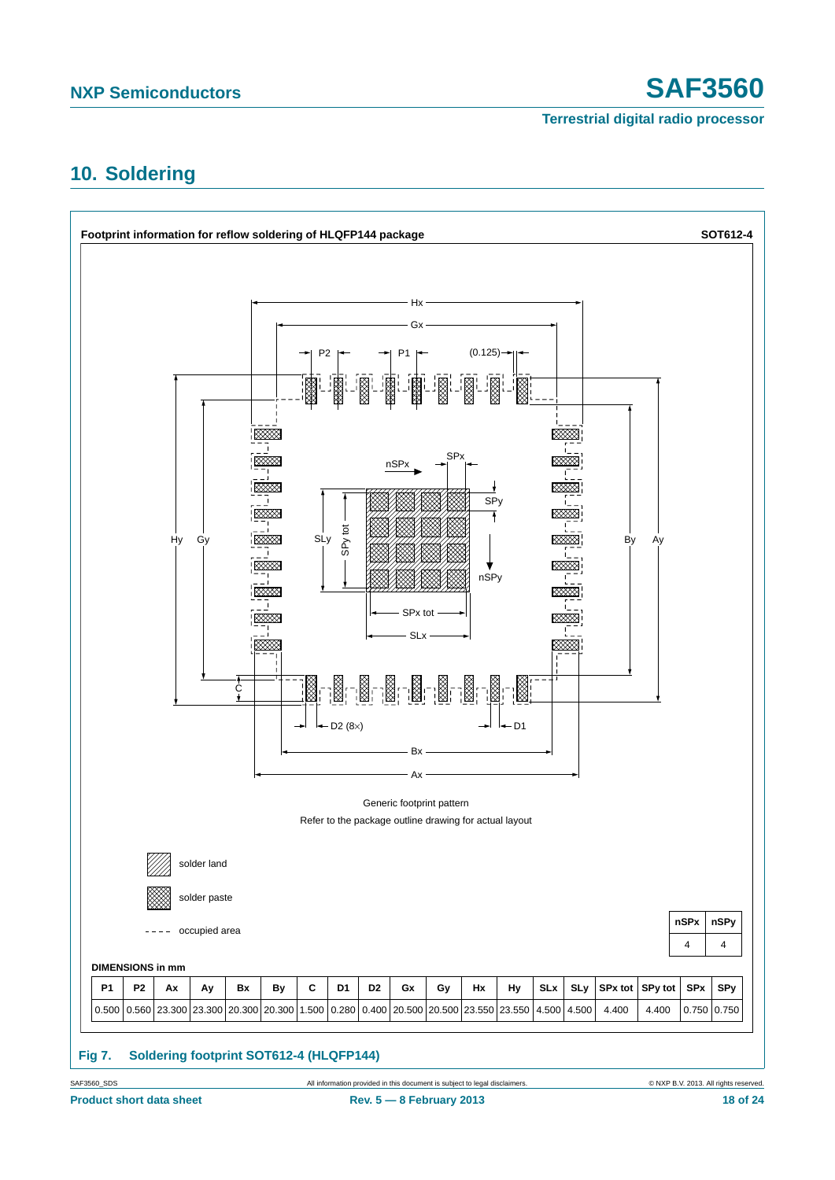## 10. Soldering

**Footprint information for reflow soldering of HLQFP144 package** SOT612-4

Generic footprint pattern

Refer to the package outline drawing for actual layout

solder land

solder paste

occupied area

| nSPx | nSPy |
|---|---|
| 4 | 4 |

**DIMENSIONS in mm**

| P1 | P2 | Ax | Ay | Bx | By | C | D1 | D2 | Gx | Gy | Hx | Hy | SLx | SLy | SPx tot | SPy tot | SPx | SPy |
|---|---|---|---|---|---|---|---|---|---|---|---|---|---|---|---|---|---|---|
| 0.500 | 0.560 | 23.300 | 23.300 | 20.300 | 20.300 | 1.500 | 0.280 | 0.400 | 20.500 | 20.500 | 23.550 | 23.550 | 4.500 | 4.500 | 4.400 | 4.400 | 0.750 | 0.750 |

**Fig 7. Soldering footprint SOT612-4 (HLQFP144)**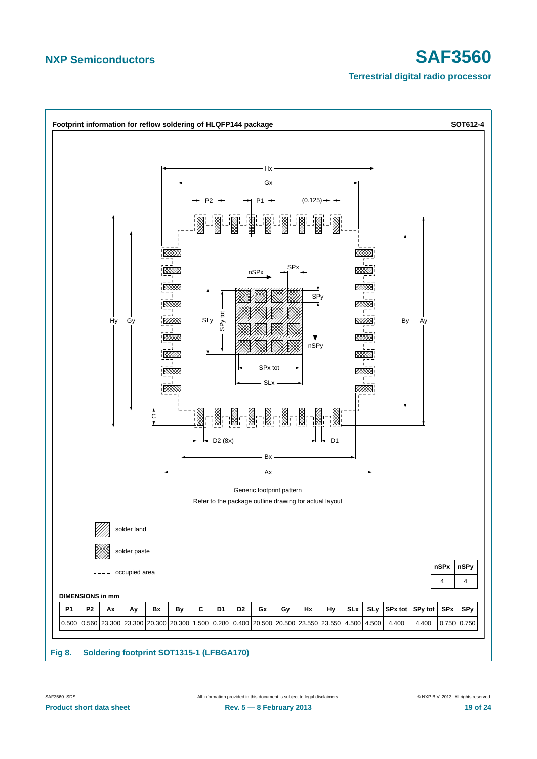**Footprint information for reflow soldering of HLQFP144 package** **SOT612-4**

Generic footprint pattern

Refer to the package outline drawing for actual layout

solder land

solder paste

occupied area

| nSPx | nSPy |
|---|---|
| 4 | 4 |

**DIMENSIONS in mm**

| P1 | P2 | Ax | Ay | Bx | By | C | D1 | D2 | Gx | Gy | Hx | Hy | SLx | SLy | SPx tot | SPy tot | SPx | SPy |
|---|---|---|---|---|---|---|---|---|---|---|---|---|---|---|---|---|---|---|
| 0.500 | 0.560 | 23.300 | 23.300 | 20.300 | 20.300 | 1.500 | 0.280 | 0.400 | 20.500 | 20.500 | 23.550 | 23.550 | 4.500 | 4.500 | 4.400 | 4.400 | 0.750 | 0.750 |

**Fig 8. Soldering footprint SOT1315-1 (LFBGA170)**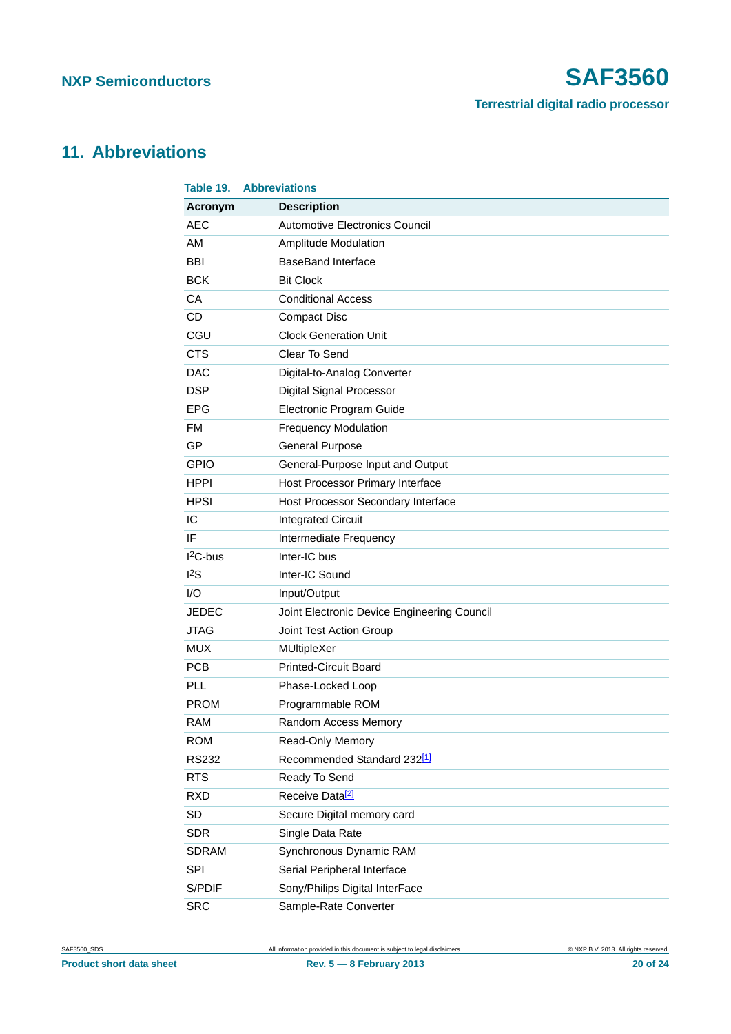## 11. Abbreviations

**Table 19. Abbreviations**

| Acronym | Description |
|---|---|
| AEC | Automotive Electronics Council |
| AM | Amplitude Modulation |
| BBI | BaseBand Interface |
| BCK | Bit Clock |
| CA | Conditional Access |
| CD | Compact Disc |
| CGU | Clock Generation Unit |
| CTS | Clear To Send |
| DAC | Digital-to-Analog Converter |
| DSP | Digital Signal Processor |
| EPG | Electronic Program Guide |
| FM | Frequency Modulation |
| GP | General Purpose |
| GPIO | General-Purpose Input and Output |
| HPPI | Host Processor Primary Interface |
| HPSI | Host Processor Secondary Interface |
| IC | Integrated Circuit |
| IF | Intermediate Frequency |
| $I^2C$-bus | Inter-IC bus |
| $I^2S$ | Inter-IC Sound |
| I/O | Input/Output |
| JEDEC | Joint Electronic Device Engineering Council |
| JTAG | Joint Test Action Group |
| MUX | MUltipleXer |
| PCB | Printed-Circuit Board |
| PLL | Phase-Locked Loop |
| PROM | Programmable ROM |
| RAM | Random Access Memory |
| ROM | Read-Only Memory |
| RS232 | Recommended Standard 232[1] |
| RTS | Ready To Send |
| RXD | Receive Data[2] |
| SD | Secure Digital memory card |
| SDR | Single Data Rate |
| SDRAM | Synchronous Dynamic RAM |
| SPI | Serial Peripheral Interface |
| S/PDIF | Sony/Philips Digital InterFace |
| SRC | Sample-Rate Converter |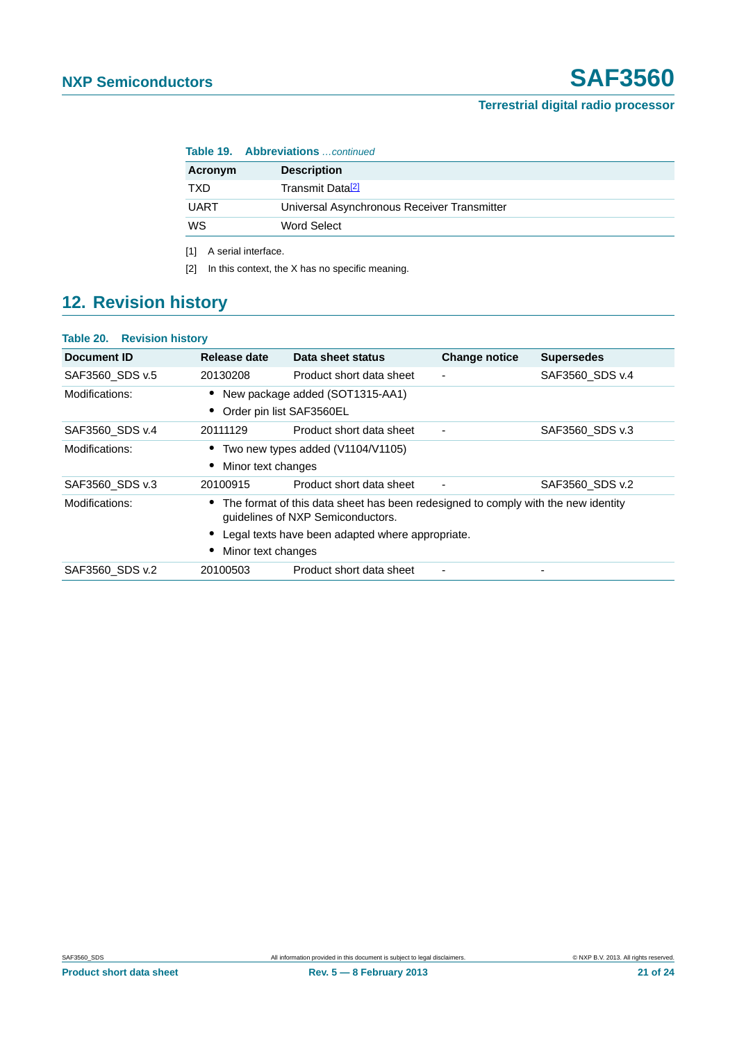**Table 19. Abbreviations** *...continued*

| Acronym | Description |
|---|---|
| TXD | Transmit Data[2] |
| UART | Universal Asynchronous Receiver Transmitter |
| WS | Word Select |

[1] A serial interface.

[2] In this context, the X has no specific meaning.

## 12. Revision history

**Table 20. Revision history**

| Document ID | Release date | Data sheet status | Change notice | Supersedes |
|---|---|---|---|---|
| SAF3560_SDS v.5 | 20130208 | Product short data sheet | - | SAF3560_SDS v.4 |
| Modifications: | • New package added (SOT1315-AA1)<br>• Order pin list SAF3560EL | | | |
| SAF3560_SDS v.4 | 20111129 | Product short data sheet | - | SAF3560_SDS v.3 |
| Modifications: | • Two new types added (V1104/V1105)<br>• Minor text changes | | | |
| SAF3560_SDS v.3 | 20100915 | Product short data sheet | - | SAF3560_SDS v.2 |
| Modifications: | • The format of this data sheet has been redesigned to comply with the new identity guidelines of NXP Semiconductors.<br>• Legal texts have been adapted where appropriate.<br>• Minor text changes | | | |
| SAF3560_SDS v.2 | 20100503 | Product short data sheet | - | - |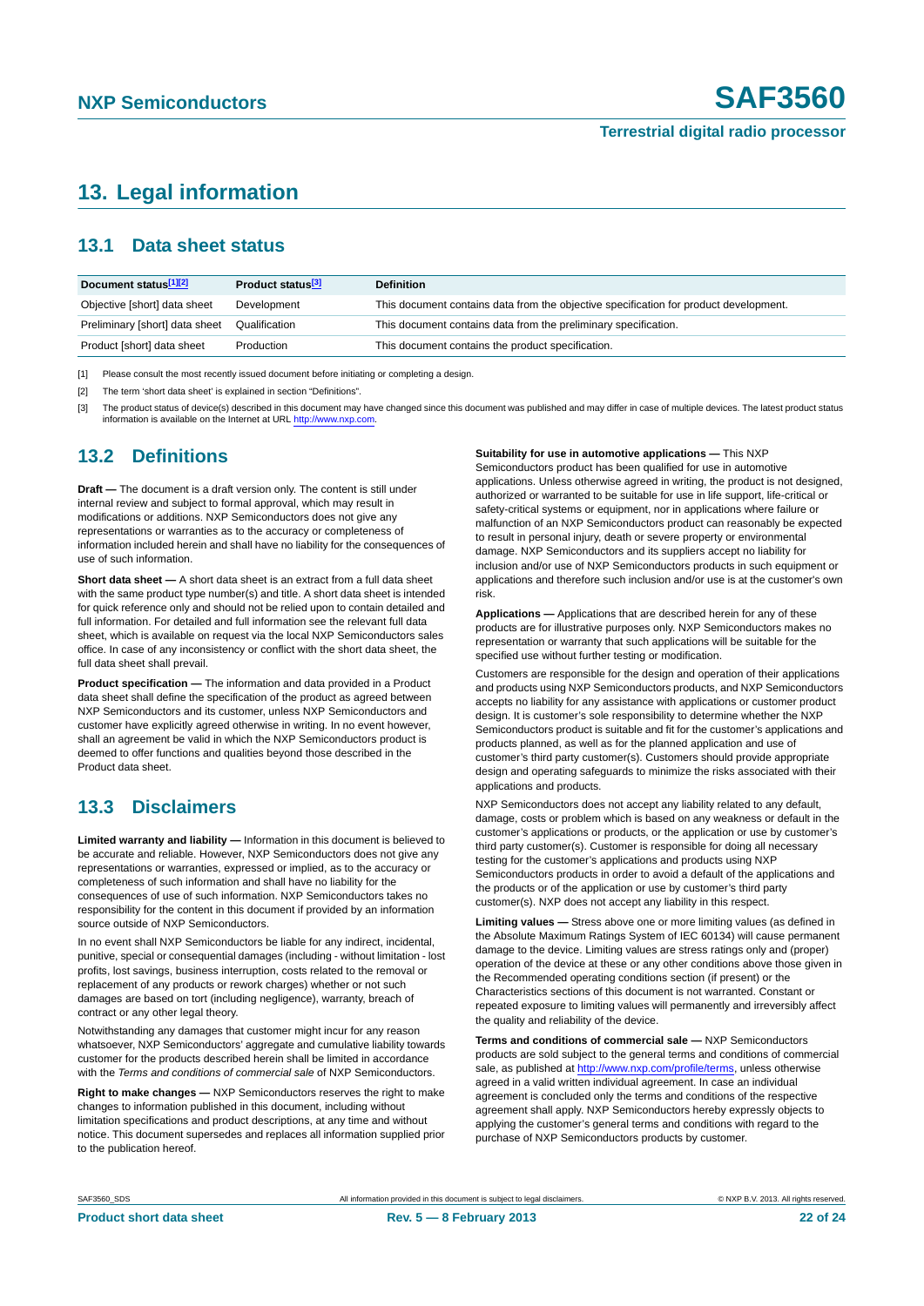# 13. Legal information

## 13.1 Data sheet status

| Document status[1][2] | Product status[3] | Definition |
|---|---|---|
| Objective [short] data sheet | Development | This document contains data from the objective specification for product development. |
| Preliminary [short] data sheet | Qualification | This document contains data from the preliminary specification. |
| Product [short] data sheet | Production | This document contains the product specification. |

[1] Please consult the most recently issued document before initiating or completing a design.

[2] The term 'short data sheet' is explained in section "Definitions".

[3] The product status of device(s) described in this document may have changed since this document was published and may differ in case of multiple devices. The latest product status information is available on the Internet at URL http://www.nxp.com.

## 13.2 Definitions

**Draft —** The document is a draft version only. The content is still under internal review and subject to formal approval, which may result in modifications or additions. NXP Semiconductors does not give any representations or warranties as to the accuracy or completeness of information included herein and shall have no liability for the consequences of use of such information.

**Short data sheet —** A short data sheet is an extract from a full data sheet with the same product type number(s) and title. A short data sheet is intended for quick reference only and should not be relied upon to contain detailed and full information. For detailed and full information see the relevant full data sheet, which is available on request via the local NXP Semiconductors sales office. In case of any inconsistency or conflict with the short data sheet, the full data sheet shall prevail.

**Product specification —** The information and data provided in a Product data sheet shall define the specification of the product as agreed between NXP Semiconductors and its customer, unless NXP Semiconductors and customer have explicitly agreed otherwise in writing. In no event however, shall an agreement be valid in which the NXP Semiconductors product is deemed to offer functions and qualities beyond those described in the Product data sheet.

## 13.3 Disclaimers

**Limited warranty and liability —** Information in this document is believed to be accurate and reliable. However, NXP Semiconductors does not give any representations or warranties, expressed or implied, as to the accuracy or completeness of such information and shall have no liability for the consequences of use of such information. NXP Semiconductors takes no responsibility for the content in this document if provided by an information source outside of NXP Semiconductors.

In no event shall NXP Semiconductors be liable for any indirect, incidental, punitive, special or consequential damages (including - without limitation - lost profits, lost savings, business interruption, costs related to the removal or replacement of any products or rework charges) whether or not such damages are based on tort (including negligence), warranty, breach of contract or any other legal theory.

Notwithstanding any damages that customer might incur for any reason whatsoever, NXP Semiconductors' aggregate and cumulative liability towards customer for the products described herein shall be limited in accordance with the *Terms and conditions of commercial sale* of NXP Semiconductors.

**Right to make changes —** NXP Semiconductors reserves the right to make changes to information published in this document, including without limitation specifications and product descriptions, at any time and without notice. This document supersedes and replaces all information supplied prior to the publication hereof.

**Suitability for use in automotive applications —** This NXP Semiconductors product has been qualified for use in automotive applications. Unless otherwise agreed in writing, the product is not designed, authorized or warranted to be suitable for use in life support, life-critical or safety-critical systems or equipment, nor in applications where failure or malfunction of an NXP Semiconductors product can reasonably be expected to result in personal injury, death or severe property or environmental damage. NXP Semiconductors and its suppliers accept no liability for inclusion and/or use of NXP Semiconductors products in such equipment or applications and therefore such inclusion and/or use is at the customer's own risk.

**Applications —** Applications that are described herein for any of these products are for illustrative purposes only. NXP Semiconductors makes no representation or warranty that such applications will be suitable for the specified use without further testing or modification.

Customers are responsible for the design and operation of their applications and products using NXP Semiconductors products, and NXP Semiconductors accepts no liability for any assistance with applications or customer product design. It is customer's sole responsibility to determine whether the NXP Semiconductors product is suitable and fit for the customer's applications and products planned, as well as for the planned application and use of customer's third party customer(s). Customers should provide appropriate design and operating safeguards to minimize the risks associated with their applications and products.

NXP Semiconductors does not accept any liability related to any default, damage, costs or problem which is based on any weakness or default in the customer's applications or products, or the application or use by customer's third party customer(s). Customer is responsible for doing all necessary testing for the customer's applications and products using NXP Semiconductors products in order to avoid a default of the applications and the products or of the application or use by customer's third party customer(s). NXP does not accept any liability in this respect.

**Limiting values —** Stress above one or more limiting values (as defined in the Absolute Maximum Ratings System of IEC 60134) will cause permanent damage to the device. Limiting values are stress ratings only and (proper) operation of the device at these or any other conditions above those given in the Recommended operating conditions section (if present) or the Characteristics sections of this document is not warranted. Constant or repeated exposure to limiting values will permanently and irreversibly affect the quality and reliability of the device.

**Terms and conditions of commercial sale —** NXP Semiconductors products are sold subject to the general terms and conditions of commercial sale, as published at http://www.nxp.com/profile/terms, unless otherwise agreed in a valid written individual agreement. In case an individual agreement is concluded only the terms and conditions of the respective agreement shall apply. NXP Semiconductors hereby expressly objects to applying the customer's general terms and conditions with regard to the purchase of NXP Semiconductors products by customer.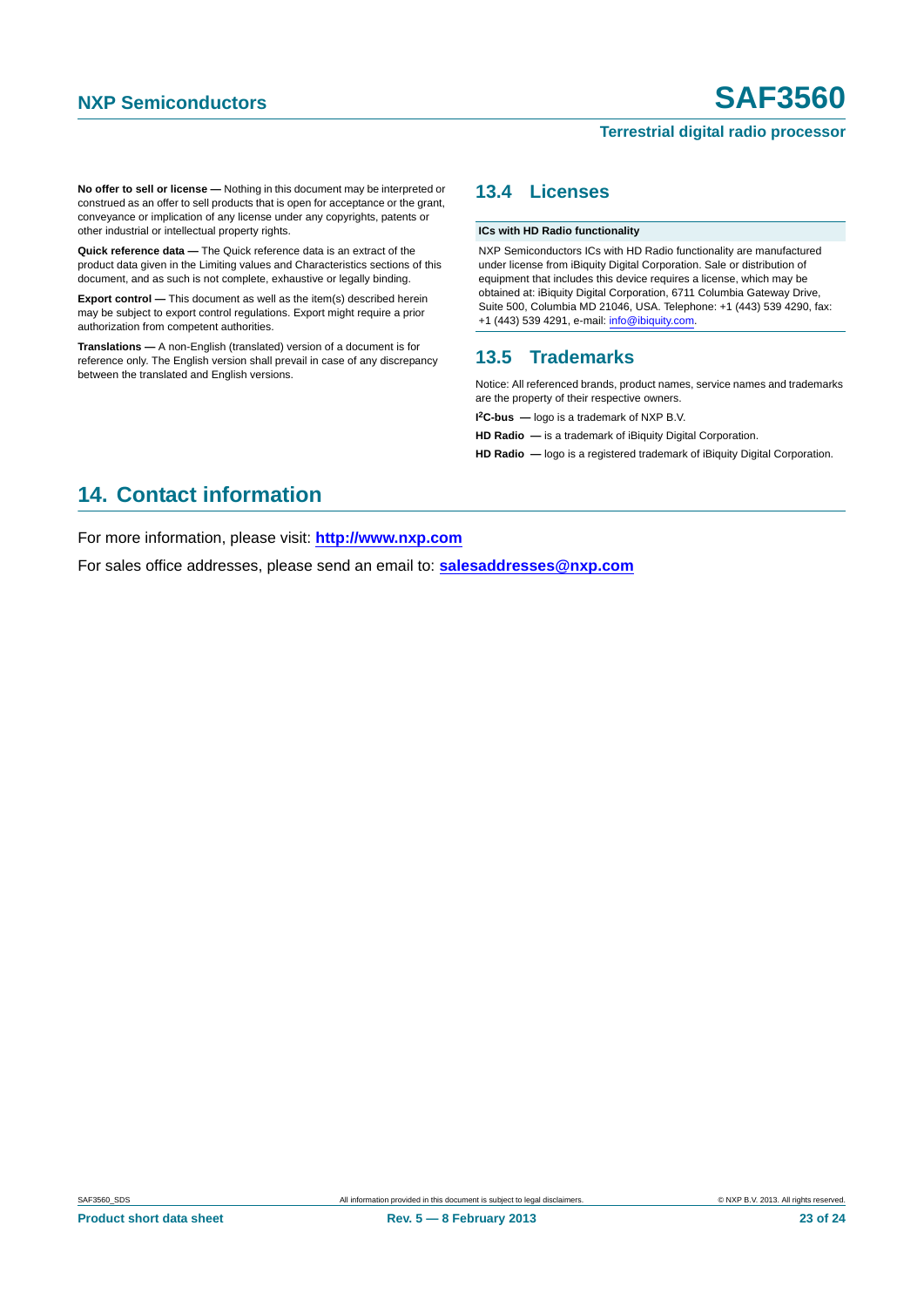**No offer to sell or license —** Nothing in this document may be interpreted or construed as an offer to sell products that is open for acceptance or the grant, conveyance or implication of any license under any copyrights, patents or other industrial or intellectual property rights.

**Quick reference data —** The Quick reference data is an extract of the product data given in the Limiting values and Characteristics sections of this document, and as such is not complete, exhaustive or legally binding.

**Export control —** This document as well as the item(s) described herein may be subject to export control regulations. Export might require a prior authorization from competent authorities.

**Translations —** A non-English (translated) version of a document is for reference only. The English version shall prevail in case of any discrepancy between the translated and English versions.

## 13.4 Licenses

| ICs with HD Radio functionality |
| --- |
| NXP Semiconductors ICs with HD Radio functionality are manufactured under license from iBiquity Digital Corporation. Sale or distribution of equipment that includes this device requires a license, which may be obtained at: iBiquity Digital Corporation, 6711 Columbia Gateway Drive, Suite 500, Columbia MD 21046, USA. Telephone: +1 (443) 539 4290, fax: +1 (443) 539 4291, e-mail: info@ibiquity.com. |

## 13.5 Trademarks

Notice: All referenced brands, product names, service names and trademarks are the property of their respective owners.

**I²C-bus —** logo is a trademark of NXP B.V.

**HD Radio —** is a trademark of iBiquity Digital Corporation.

**HD Radio —** logo is a registered trademark of iBiquity Digital Corporation.

# 14. Contact information

For more information, please visit: **http://www.nxp.com**

For sales office addresses, please send an email to: **salesaddresses@nxp.com**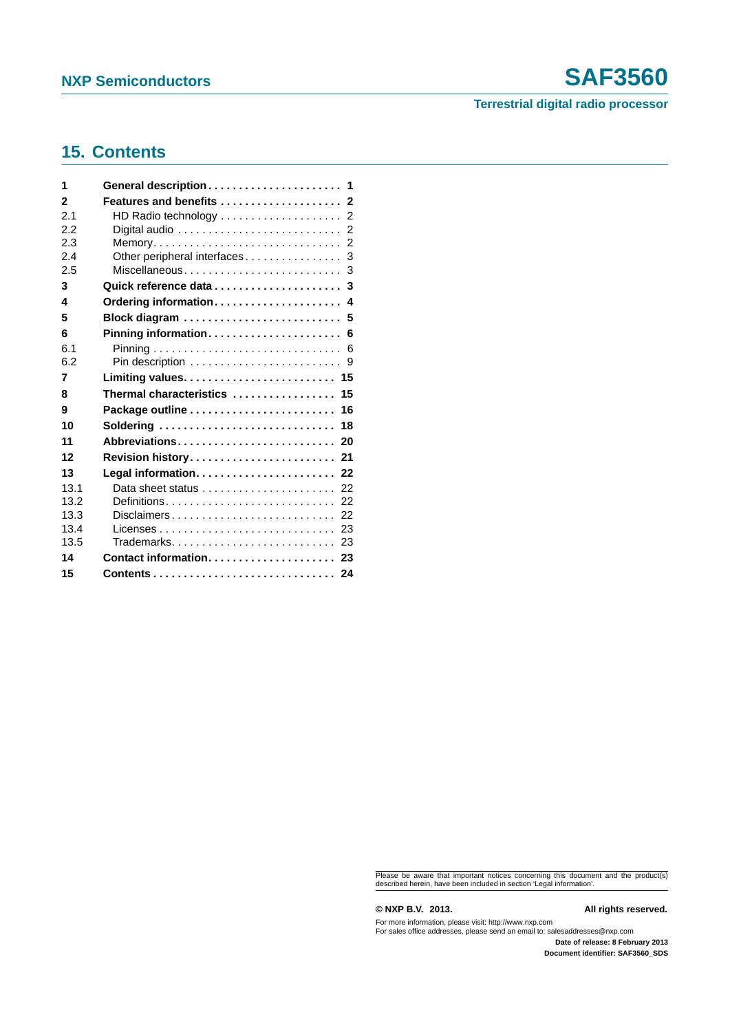## 15. Contents

| | | |
|---|---|---|
| **1** | **General description** | **1** |
| **2** | **Features and benefits** | **2** |
| 2.1 | HD Radio technology | 2 |
| 2.2 | Digital audio | 2 |
| 2.3 | Memory | 2 |
| 2.4 | Other peripheral interfaces | 3 |
| 2.5 | Miscellaneous | 3 |
| **3** | **Quick reference data** | **3** |
| **4** | **Ordering information** | **4** |
| **5** | **Block diagram** | **5** |
| **6** | **Pinning information** | **6** |
| 6.1 | Pinning | 6 |
| 6.2 | Pin description | 9 |
| **7** | **Limiting values** | **15** |
| **8** | **Thermal characteristics** | **15** |
| **9** | **Package outline** | **16** |
| **10** | **Soldering** | **18** |
| **11** | **Abbreviations** | **20** |
| **12** | **Revision history** | **21** |
| **13** | **Legal information** | **22** |
| 13.1 | Data sheet status | 22 |
| 13.2 | Definitions | 22 |
| 13.3 | Disclaimers | 22 |
| 13.4 | Licenses | 23 |
| 13.5 | Trademarks | 23 |
| **14** | **Contact information** | **23** |
| **15** | **Contents** | **24** |

Please be aware that important notices concerning this document and the product(s) described herein, have been included in section 'Legal information'.

**© NXP B.V. 2013.** **All rights reserved.**

For more information, please visit: http://www.nxp.com
For sales office addresses, please send an email to: salesaddresses@nxp.com

**Date of release: 8 February 2013**

**Document identifier: SAF3560_SDS**